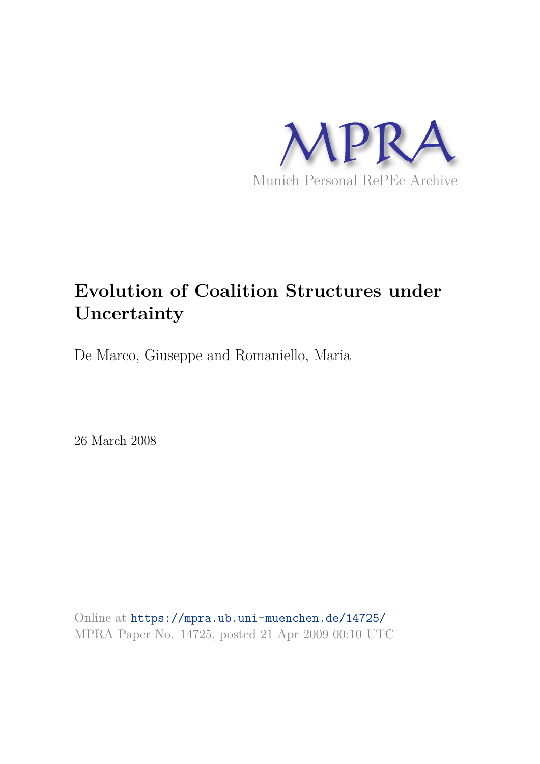MPRA

Munich Personal RePEc Archive

# Evolution of Coalition Structures under Uncertainty

De Marco, Giuseppe and Romaniello, Maria

26 March 2008

Online at https://mpra.ub.uni-muenchen.de/14725/
MPRA Paper No. 14725, posted 21 Apr 2009 00:10 UTC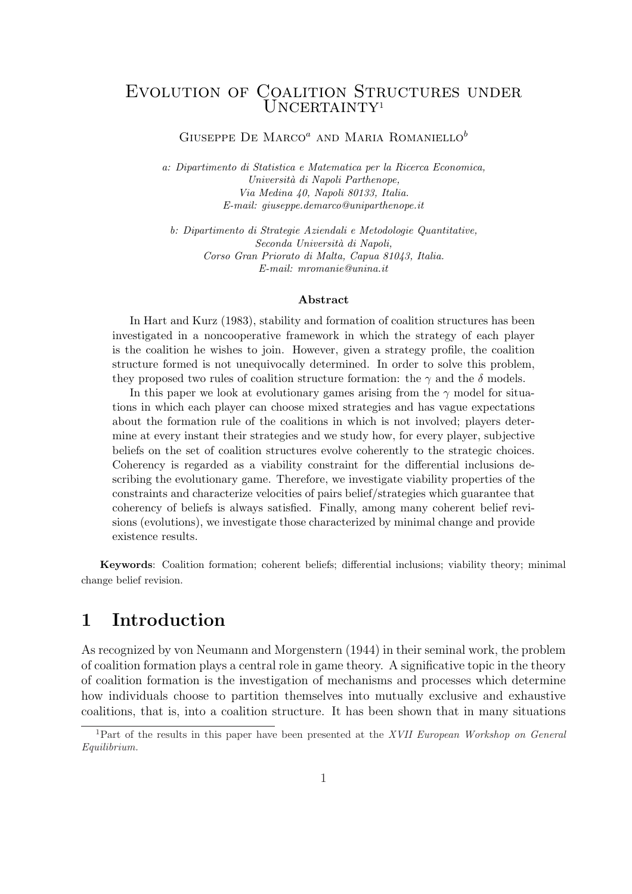# Evolution of Coalition Structures under Uncertainty[1]

Giuseppe De Marco[a] and Maria Romaniello[b]

*a: Dipartimento di Statistica e Matematica per la Ricerca Economica,*
*Università di Napoli Parthenope,*
*Via Medina 40, Napoli 80133, Italia.*
*E-mail: giuseppe.demarco@uniparthenope.it*

*b: Dipartimento di Strategie Aziendali e Metodologie Quantitative,*
*Seconda Università di Napoli,*
*Corso Gran Priorato di Malta, Capua 81043, Italia.*
*E-mail: mromanie@unina.it*

### Abstract

In Hart and Kurz (1983), stability and formation of coalition structures has been investigated in a noncooperative framework in which the strategy of each player is the coalition he wishes to join. However, given a strategy profile, the coalition structure formed is not unequivocally determined. In order to solve this problem, they proposed two rules of coalition structure formation: the $\gamma$ and the $\delta$ models.

In this paper we look at evolutionary games arising from the $\gamma$ model for situations in which each player can choose mixed strategies and has vague expectations about the formation rule of the coalitions in which is not involved; players determine at every instant their strategies and we study how, for every player, subjective beliefs on the set of coalition structures evolve coherently to the strategic choices. Coherency is regarded as a viability constraint for the differential inclusions describing the evolutionary game. Therefore, we investigate viability properties of the constraints and characterize velocities of pairs belief/strategies which guarantee that coherency of beliefs is always satisfied. Finally, among many coherent belief revisions (evolutions), we investigate those characterized by minimal change and provide existence results.

**Keywords**: Coalition formation; coherent beliefs; differential inclusions; viability theory; minimal change belief revision.

# 1 Introduction

As recognized by von Neumann and Morgenstern (1944) in their seminal work, the problem of coalition formation plays a central role in game theory. A significative topic in the theory of coalition formation is the investigation of mechanisms and processes which determine how individuals choose to partition themselves into mutually exclusive and exhaustive coalitions, that is, into a coalition structure. It has been shown that in many situations

[1] Part of the results in this paper have been presented at the *XVII European Workshop on General Equilibrium.*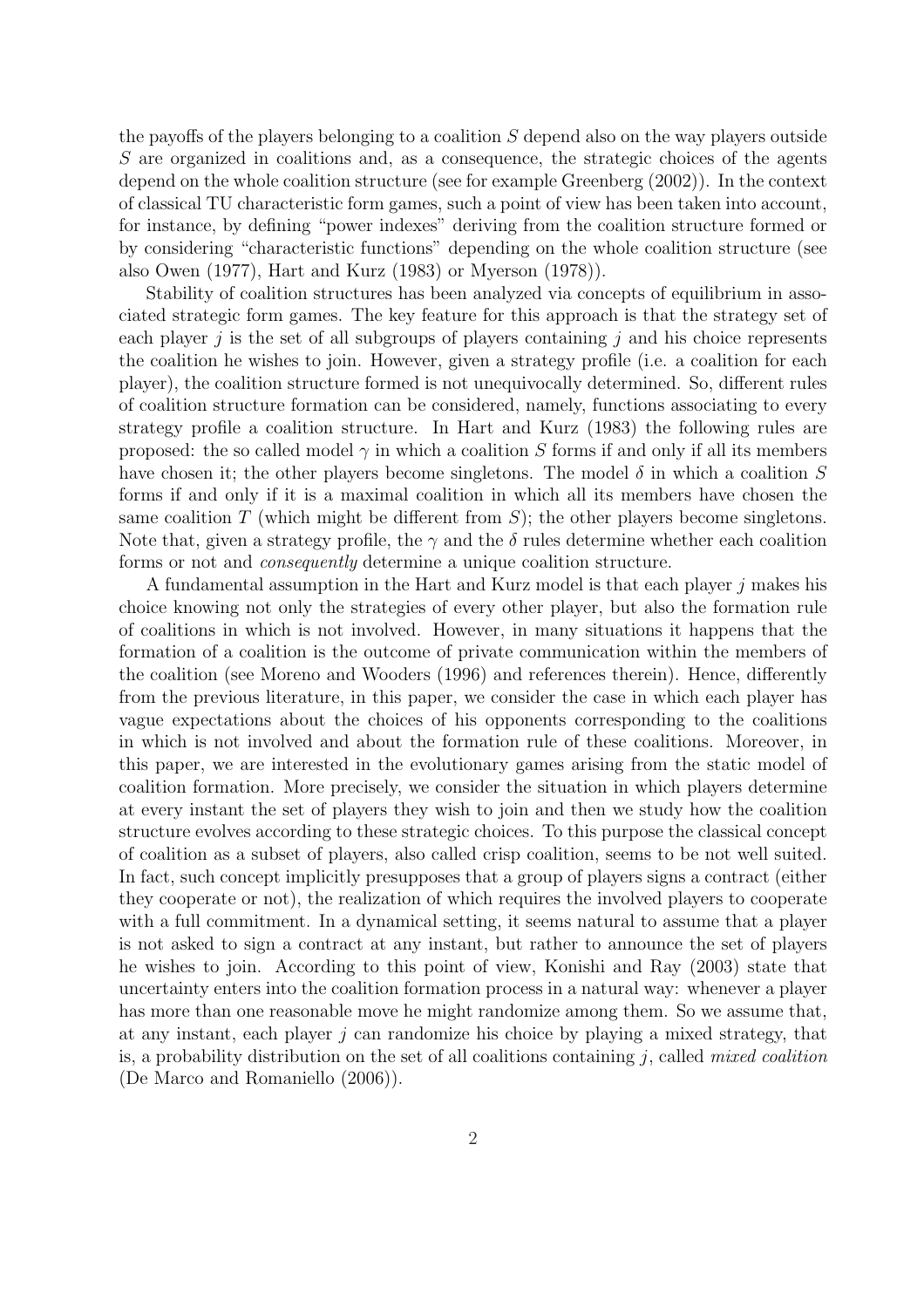the payoffs of the players belonging to a coalition $S$ depend also on the way players outside $S$ are organized in coalitions and, as a consequence, the strategic choices of the agents depend on the whole coalition structure (see for example Greenberg (2002)). In the context of classical TU characteristic form games, such a point of view has been taken into account, for instance, by defining "power indexes" deriving from the coalition structure formed or by considering "characteristic functions" depending on the whole coalition structure (see also Owen (1977), Hart and Kurz (1983) or Myerson (1978)).

Stability of coalition structures has been analyzed via concepts of equilibrium in associated strategic form games. The key feature for this approach is that the strategy set of each player $j$ is the set of all subgroups of players containing $j$ and his choice represents the coalition he wishes to join. However, given a strategy profile (i.e. a coalition for each player), the coalition structure formed is not unequivocally determined. So, different rules of coalition structure formation can be considered, namely, functions associating to every strategy profile a coalition structure. In Hart and Kurz (1983) the following rules are proposed: the so called model $\gamma$ in which a coalition $S$ forms if and only if all its members have chosen it; the other players become singletons. The model $\delta$ in which a coalition $S$ forms if and only if it is a maximal coalition in which all its members have chosen the same coalition $T$ (which might be different from $S$); the other players become singletons. Note that, given a strategy profile, the $\gamma$ and the $\delta$ rules determine whether each coalition forms or not and *consequently* determine a unique coalition structure.

A fundamental assumption in the Hart and Kurz model is that each player $j$ makes his choice knowing not only the strategies of every other player, but also the formation rule of coalitions in which is not involved. However, in many situations it happens that the formation of a coalition is the outcome of private communication within the members of the coalition (see Moreno and Wooders (1996) and references therein). Hence, differently from the previous literature, in this paper, we consider the case in which each player has vague expectations about the choices of his opponents corresponding to the coalitions in which is not involved and about the formation rule of these coalitions. Moreover, in this paper, we are interested in the evolutionary games arising from the static model of coalition formation. More precisely, we consider the situation in which players determine at every instant the set of players they wish to join and then we study how the coalition structure evolves according to these strategic choices. To this purpose the classical concept of coalition as a subset of players, also called crisp coalition, seems to be not well suited. In fact, such concept implicitly presupposes that a group of players signs a contract (either they cooperate or not), the realization of which requires the involved players to cooperate with a full commitment. In a dynamical setting, it seems natural to assume that a player is not asked to sign a contract at any instant, but rather to announce the set of players he wishes to join. According to this point of view, Konishi and Ray (2003) state that uncertainty enters into the coalition formation process in a natural way: whenever a player has more than one reasonable move he might randomize among them. So we assume that, at any instant, each player $j$ can randomize his choice by playing a mixed strategy, that is, a probability distribution on the set of all coalitions containing $j$, called *mixed coalition* (De Marco and Romaniello (2006)).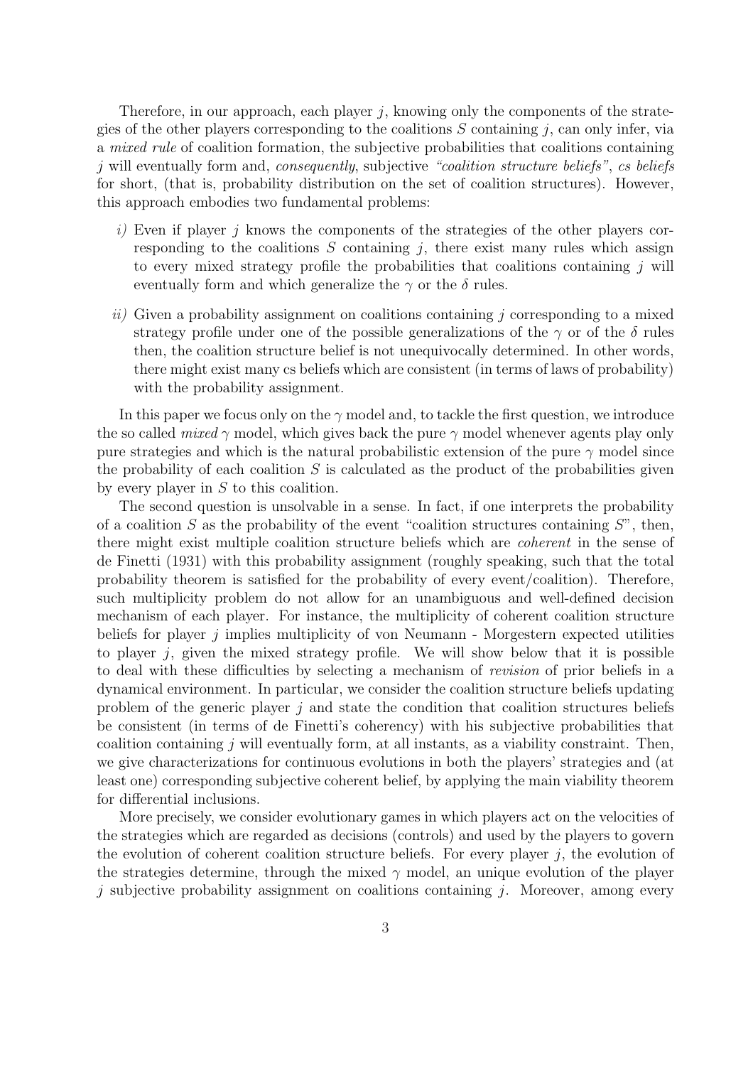Therefore, in our approach, each player $j$, knowing only the components of the strategies of the other players corresponding to the coalitions $S$ containing $j$, can only infer, via a *mixed rule* of coalition formation, the subjective probabilities that coalitions containing $j$ will eventually form and, *consequently*, subjective *"coalition structure beliefs"*, *cs beliefs* for short, (that is, probability distribution on the set of coalition structures). However, this approach embodies two fundamental problems:

*i)* Even if player $j$ knows the components of the strategies of the other players corresponding to the coalitions $S$ containing $j$, there exist many rules which assign to every mixed strategy profile the probabilities that coalitions containing $j$ will eventually form and which generalize the $\gamma$ or the $\delta$ rules.

*ii)* Given a probability assignment on coalitions containing $j$ corresponding to a mixed strategy profile under one of the possible generalizations of the $\gamma$ or of the $\delta$ rules then, the coalition structure belief is not unequivocally determined. In other words, there might exist many cs beliefs which are consistent (in terms of laws of probability) with the probability assignment.

In this paper we focus only on the $\gamma$ model and, to tackle the first question, we introduce the so called *mixed* $\gamma$ model, which gives back the pure $\gamma$ model whenever agents play only pure strategies and which is the natural probabilistic extension of the pure $\gamma$ model since the probability of each coalition $S$ is calculated as the product of the probabilities given by every player in $S$ to this coalition.

The second question is unsolvable in a sense. In fact, if one interprets the probability of a coalition $S$ as the probability of the event "coalition structures containing $S$", then, there might exist multiple coalition structure beliefs which are *coherent* in the sense of de Finetti (1931) with this probability assignment (roughly speaking, such that the total probability theorem is satisfied for the probability of every event/coalition). Therefore, such multiplicity problem do not allow for an unambiguous and well-defined decision mechanism of each player. For instance, the multiplicity of coherent coalition structure beliefs for player $j$ implies multiplicity of von Neumann - Morgestern expected utilities to player $j$, given the mixed strategy profile. We will show below that it is possible to deal with these difficulties by selecting a mechanism of *revision* of prior beliefs in a dynamical environment. In particular, we consider the coalition structure beliefs updating problem of the generic player $j$ and state the condition that coalition structures beliefs be consistent (in terms of de Finetti's coherency) with his subjective probabilities that coalition containing $j$ will eventually form, at all instants, as a viability constraint. Then, we give characterizations for continuous evolutions in both the players' strategies and (at least one) corresponding subjective coherent belief, by applying the main viability theorem for differential inclusions.

More precisely, we consider evolutionary games in which players act on the velocities of the strategies which are regarded as decisions (controls) and used by the players to govern the evolution of coherent coalition structure beliefs. For every player $j$, the evolution of the strategies determine, through the mixed $\gamma$ model, an unique evolution of the player $j$ subjective probability assignment on coalitions containing $j$. Moreover, among every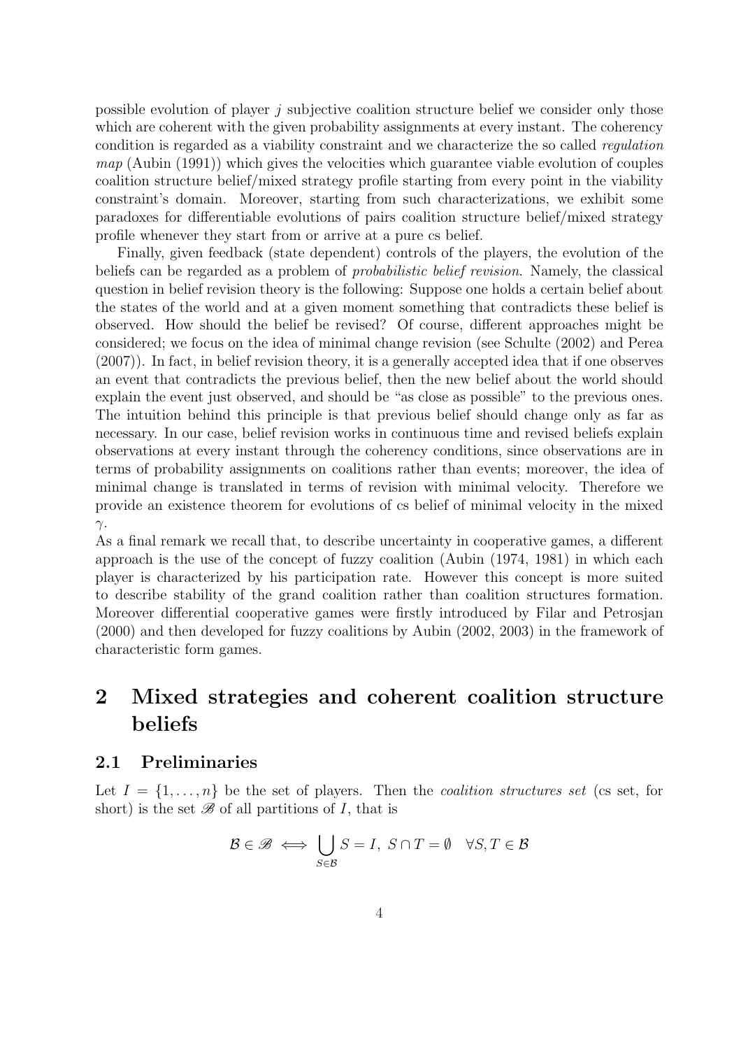possible evolution of player $j$ subjective coalition structure belief we consider only those which are coherent with the given probability assignments at every instant. The coherency condition is regarded as a viability constraint and we characterize the so called *regulation map* (Aubin (1991)) which gives the velocities which guarantee viable evolution of couples coalition structure belief/mixed strategy profile starting from every point in the viability constraint's domain. Moreover, starting from such characterizations, we exhibit some paradoxes for differentiable evolutions of pairs coalition structure belief/mixed strategy profile whenever they start from or arrive at a pure cs belief.

Finally, given feedback (state dependent) controls of the players, the evolution of the beliefs can be regarded as a problem of *probabilistic belief revision*. Namely, the classical question in belief revision theory is the following: Suppose one holds a certain belief about the states of the world and at a given moment something that contradicts these belief is observed. How should the belief be revised? Of course, different approaches might be considered; we focus on the idea of minimal change revision (see Schulte (2002) and Perea (2007)). In fact, in belief revision theory, it is a generally accepted idea that if one observes an event that contradicts the previous belief, then the new belief about the world should explain the event just observed, and should be "as close as possible" to the previous ones. The intuition behind this principle is that previous belief should change only as far as necessary. In our case, belief revision works in continuous time and revised beliefs explain observations at every instant through the coherency conditions, since observations are in terms of probability assignments on coalitions rather than events; moreover, the idea of minimal change is translated in terms of revision with minimal velocity. Therefore we provide an existence theorem for evolutions of cs belief of minimal velocity in the mixed $\gamma$.

As a final remark we recall that, to describe uncertainty in cooperative games, a different approach is the use of the concept of fuzzy coalition (Aubin (1974, 1981) in which each player is characterized by his participation rate. However this concept is more suited to describe stability of the grand coalition rather than coalition structures formation. Moreover differential cooperative games were firstly introduced by Filar and Petrosjan (2000) and then developed for fuzzy coalitions by Aubin (2002, 2003) in the framework of characteristic form games.

# 2 Mixed strategies and coherent coalition structure beliefs

## 2.1 Preliminaries

Let $I = \{1, \ldots, n\}$ be the set of players. Then the *coalition structures set* (cs set, for short) is the set $\mathscr{B}$ of all partitions of $I$, that is

$$\mathcal{B} \in \mathscr{B} \iff \bigcup_{S \in \mathcal{B}} S = I, \; S \cap T = \emptyset \quad \forall S, T \in \mathcal{B}$$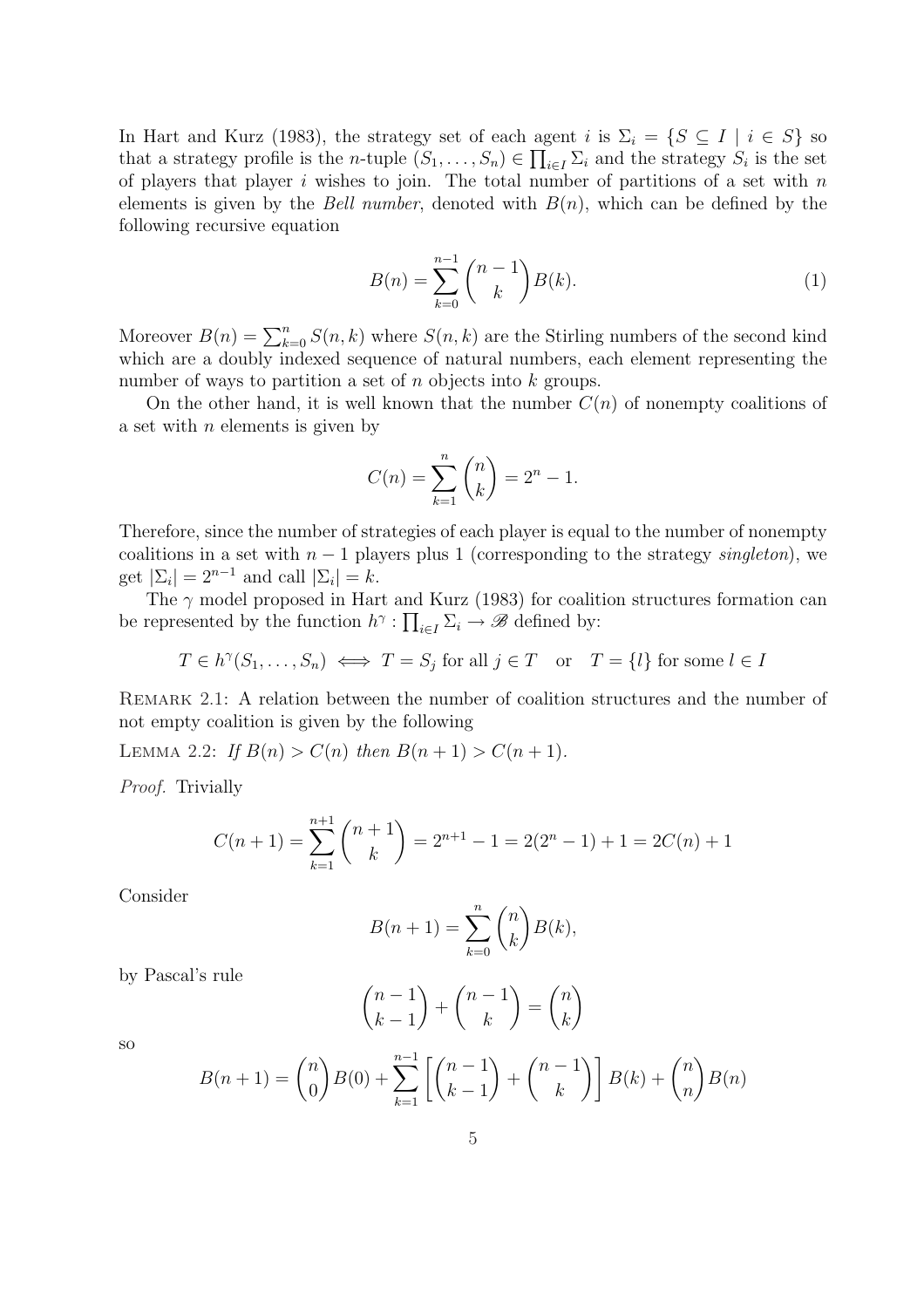In Hart and Kurz (1983), the strategy set of each agent $i$ is $\Sigma_i = \{S \subseteq I \mid i \in S\}$ so that a strategy profile is the $n$-tuple $(S_1, \ldots, S_n) \in \prod_{i \in I} \Sigma_i$ and the strategy $S_i$ is the set of players that player $i$ wishes to join. The total number of partitions of a set with $n$ elements is given by the *Bell number*, denoted with $B(n)$, which can be defined by the following recursive equation

$$B(n) = \sum_{k=0}^{n-1} \binom{n-1}{k} B(k). \tag{1}$$

Moreover $B(n) = \sum_{k=0}^{n} S(n,k)$ where $S(n,k)$ are the Stirling numbers of the second kind which are a doubly indexed sequence of natural numbers, each element representing the number of ways to partition a set of $n$ objects into $k$ groups.

On the other hand, it is well known that the number $C(n)$ of nonempty coalitions of a set with $n$ elements is given by

$$C(n) = \sum_{k=1}^{n} \binom{n}{k} = 2^n - 1.$$

Therefore, since the number of strategies of each player is equal to the number of nonempty coalitions in a set with $n-1$ players plus 1 (corresponding to the strategy *singleton*), we get $|\Sigma_i| = 2^{n-1}$ and call $|\Sigma_i| = k$.

The $\gamma$ model proposed in Hart and Kurz (1983) for coalition structures formation can be represented by the function $h^\gamma : \prod_{i \in I} \Sigma_i \to \mathscr{B}$ defined by:

$$T \in h^\gamma(S_1, \ldots, S_n) \iff T = S_j \text{ for all } j \in T \quad \text{or} \quad T = \{l\} \text{ for some } l \in I$$

Remark 2.1: A relation between the number of coalition structures and the number of not empty coalition is given by the following

Lemma 2.2: *If $B(n) > C(n)$ then $B(n+1) > C(n+1)$.*

*Proof.* Trivially

$$C(n+1) = \sum_{k=1}^{n+1} \binom{n+1}{k} = 2^{n+1} - 1 = 2(2^n - 1) + 1 = 2C(n) + 1$$

Consider

$$B(n+1) = \sum_{k=0}^{n} \binom{n}{k} B(k),$$

by Pascal's rule

$$\binom{n-1}{k-1} + \binom{n-1}{k} = \binom{n}{k}$$

so

$$B(n+1) = \binom{n}{0} B(0) + \sum_{k=1}^{n-1} \left[ \binom{n-1}{k-1} + \binom{n-1}{k} \right] B(k) + \binom{n}{n} B(n)$$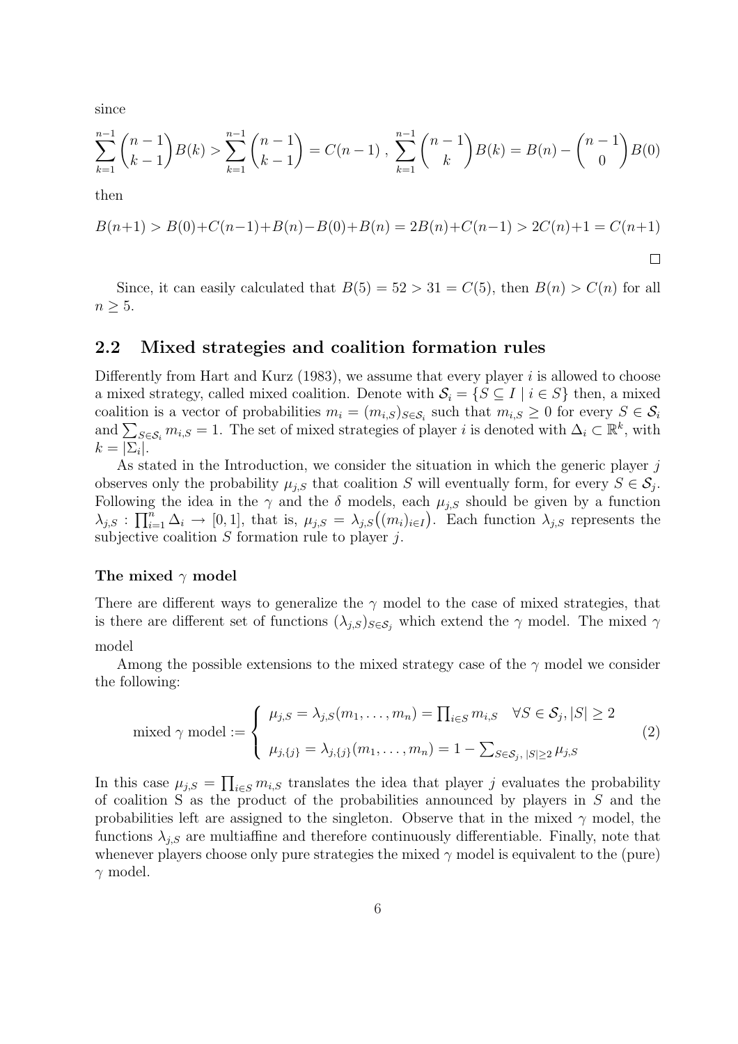since

$$\sum_{k=1}^{n-1} \binom{n-1}{k-1} B(k) > \sum_{k=1}^{n-1} \binom{n-1}{k-1} = C(n-1) \ , \ \sum_{k=1}^{n-1} \binom{n-1}{k} B(k) = B(n) - \binom{n-1}{0} B(0)$$

then

$$B(n+1) > B(0)+C(n-1)+B(n)-B(0)+B(n) = 2B(n)+C(n-1) > 2C(n)+1 = C(n+1)$$

□

Since, it can easily calculated that $B(5) = 52 > 31 = C(5)$, then $B(n) > C(n)$ for all $n \geq 5$.

## 2.2 Mixed strategies and coalition formation rules

Differently from Hart and Kurz (1983), we assume that every player $i$ is allowed to choose a mixed strategy, called mixed coalition. Denote with $\mathcal{S}_i = \{S \subseteq I \mid i \in S\}$ then, a mixed coalition is a vector of probabilities $m_i = (m_{i,S})_{S \in \mathcal{S}_i}$ such that $m_{i,S} \geq 0$ for every $S \in \mathcal{S}_i$ and $\sum_{S \in \mathcal{S}_i} m_{i,S} = 1$. The set of mixed strategies of player $i$ is denoted with $\Delta_i \subset \mathbb{R}^k$, with $k = |\Sigma_i|$.

As stated in the Introduction, we consider the situation in which the generic player $j$ observes only the probability $\mu_{j,S}$ that coalition $S$ will eventually form, for every $S \in \mathcal{S}_j$. Following the idea in the $\gamma$ and the $\delta$ models, each $\mu_{j,S}$ should be given by a function $\lambda_{j,S} : \prod_{i=1}^{n} \Delta_i \to [0, 1]$, that is, $\mu_{j,S} = \lambda_{j,S}\big((m_i)_{i \in I}\big)$. Each function $\lambda_{j,S}$ represents the subjective coalition $S$ formation rule to player $j$.

#### The mixed $\gamma$ model

There are different ways to generalize the $\gamma$ model to the case of mixed strategies, that is there are different set of functions $(\lambda_{j,S})_{S \in \mathcal{S}_j}$ which extend the $\gamma$ model. The mixed $\gamma$ model

Among the possible extensions to the mixed strategy case of the $\gamma$ model we consider the following:

$$\text{mixed } \gamma \text{ model} := \begin{cases} \mu_{j,S} = \lambda_{j,S}(m_1, \ldots, m_n) = \prod_{i \in S} m_{i,S} \quad \forall S \in \mathcal{S}_j, |S| \geq 2 \\[2ex] \mu_{j,\{j\}} = \lambda_{j,\{j\}}(m_1, \ldots, m_n) = 1 - \sum_{S \in \mathcal{S}_j,\, |S| \geq 2} \mu_{j,S} \end{cases} \tag{2}$$

In this case $\mu_{j,S} = \prod_{i \in S} m_{i,S}$ translates the idea that player $j$ evaluates the probability of coalition S as the product of the probabilities announced by players in $S$ and the probabilities left are assigned to the singleton. Observe that in the mixed $\gamma$ model, the functions $\lambda_{j,S}$ are multiaffine and therefore continuously differentiable. Finally, note that whenever players choose only pure strategies the mixed $\gamma$ model is equivalent to the (pure) $\gamma$ model.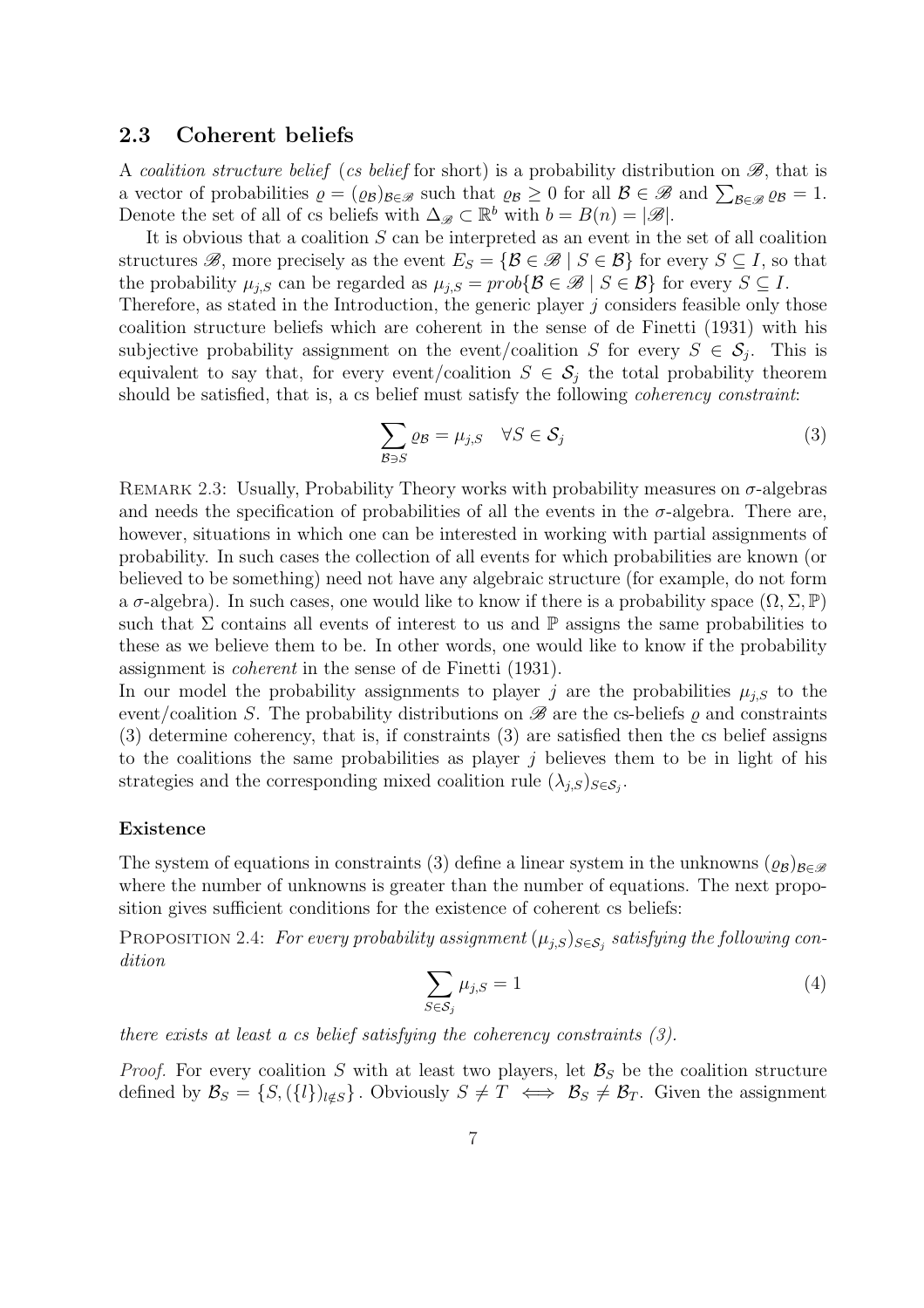## 2.3 Coherent beliefs

A *coalition structure belief* (*cs belief* for short) is a probability distribution on $\mathscr{B}$, that is a vector of probabilities $\varrho = (\varrho_{\mathcal{B}})_{\mathcal{B}\in\mathscr{B}}$ such that $\varrho_{\mathcal{B}} \geq 0$ for all $\mathcal{B} \in \mathscr{B}$ and $\sum_{\mathcal{B}\in\mathscr{B}} \varrho_{\mathcal{B}} = 1$. Denote the set of all of cs beliefs with $\Delta_{\mathscr{B}} \subset \mathbb{R}^b$ with $b = B(n) = |\mathscr{B}|$.

It is obvious that a coalition $S$ can be interpreted as an event in the set of all coalition structures $\mathscr{B}$, more precisely as the event $E_S = \{\mathcal{B} \in \mathscr{B} \mid S \in \mathcal{B}\}$ for every $S \subseteq I$, so that the probability $\mu_{j,S}$ can be regarded as $\mu_{j,S} = prob\{\mathcal{B} \in \mathscr{B} \mid S \in \mathcal{B}\}$ for every $S \subseteq I$. Therefore, as stated in the Introduction, the generic player $j$ considers feasible only those coalition structure beliefs which are coherent in the sense of de Finetti (1931) with his subjective probability assignment on the event/coalition $S$ for every $S \in \mathcal{S}_j$. This is equivalent to say that, for every event/coalition $S \in \mathcal{S}_j$ the total probability theorem should be satisfied, that is, a cs belief must satisfy the following *coherency constraint*:

$$\sum_{\mathcal{B}\ni S} \varrho_{\mathcal{B}} = \mu_{j,S} \quad \forall S \in \mathcal{S}_j \tag{3}$$

REMARK 2.3: Usually, Probability Theory works with probability measures on $\sigma$-algebras and needs the specification of probabilities of all the events in the $\sigma$-algebra. There are, however, situations in which one can be interested in working with partial assignments of probability. In such cases the collection of all events for which probabilities are known (or believed to be something) need not have any algebraic structure (for example, do not form a $\sigma$-algebra). In such cases, one would like to know if there is a probability space $(\Omega, \Sigma, \mathbb{P})$ such that $\Sigma$ contains all events of interest to us and $\mathbb{P}$ assigns the same probabilities to these as we believe them to be. In other words, one would like to know if the probability assignment is *coherent* in the sense of de Finetti (1931).
In our model the probability assignments to player $j$ are the probabilities $\mu_{j,S}$ to the event/coalition $S$. The probability distributions on $\mathscr{B}$ are the cs-beliefs $\varrho$ and constraints (3) determine coherency, that is, if constraints (3) are satisfied then the cs belief assigns to the coalitions the same probabilities as player $j$ believes them to be in light of his strategies and the corresponding mixed coalition rule $(\lambda_{j,S})_{S\in\mathcal{S}_j}$.

#### Existence

The system of equations in constraints (3) define a linear system in the unknowns $(\varrho_{\mathcal{B}})_{\mathcal{B}\in\mathscr{B}}$ where the number of unknowns is greater than the number of equations. The next proposition gives sufficient conditions for the existence of coherent cs beliefs:

PROPOSITION 2.4: *For every probability assignment $(\mu_{j,S})_{S\in\mathcal{S}_j}$ satisfying the following condition*

$$\sum_{S\in\mathcal{S}_j} \mu_{j,S} = 1 \tag{4}$$

*there exists at least a cs belief satisfying the coherency constraints (3).*

*Proof.* For every coalition $S$ with at least two players, let $\mathcal{B}_S$ be the coalition structure defined by $\mathcal{B}_S = \{S, (\{l\})_{l\notin S}\}$. Obviously $S \neq T \iff \mathcal{B}_S \neq \mathcal{B}_T$. Given the assignment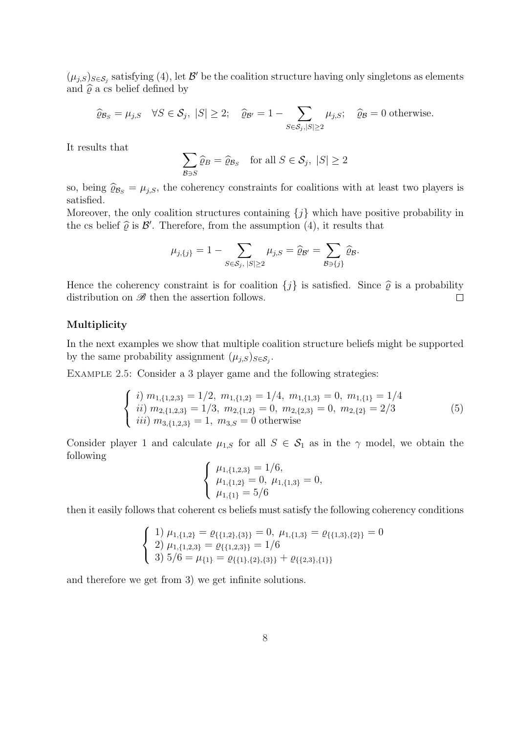$(\mu_{j,S})_{S\in\mathcal{S}_j}$ satisfying (4), let $\mathcal{B}'$ be the coalition structure having only singletons as elements and $\widehat{\varrho}$ a cs belief defined by

$$\widehat{\varrho}_{\mathcal{B}_S} = \mu_{j,S} \quad \forall S \in \mathcal{S}_j,\ |S| \geq 2; \quad \widehat{\varrho}_{\mathcal{B}'} = 1 - \sum_{S\in\mathcal{S}_j, |S|\geq 2} \mu_{j,S}; \quad \widehat{\varrho}_{\mathcal{B}} = 0 \text{ otherwise.}$$

It results that

$$\sum_{\mathcal{B}\ni S} \widehat{\varrho}_B = \widehat{\varrho}_{\mathcal{B}_S} \quad \text{for all } S \in \mathcal{S}_j,\ |S| \geq 2$$

so, being $\widehat{\varrho}_{\mathcal{B}_S} = \mu_{j,S}$, the coherency constraints for coalitions with at least two players is satisfied.
Moreover, the only coalition structures containing $\{j\}$ which have positive probability in the cs belief $\widehat{\varrho}$ is $\mathcal{B}'$. Therefore, from the assumption (4), it results that

$$\mu_{j,\{j\}} = 1 - \sum_{S\in\mathcal{S}_j,\ |S|\geq 2} \mu_{j,S} = \widehat{\varrho}_{\mathcal{B}'} = \sum_{\mathcal{B}\ni\{j\}} \widehat{\varrho}_{\mathcal{B}}.$$

Hence the coherency constraint is for coalition $\{j\}$ is satisfied. Since $\widehat{\varrho}$ is a probability distribution on $\mathscr{B}$ then the assertion follows. □

### Multiplicity

In the next examples we show that multiple coalition structure beliefs might be supported by the same probability assignment $(\mu_{j,S})_{S\in\mathcal{S}_j}$.

Example 2.5: Consider a 3 player game and the following strategies:

$$\begin{cases} i)\ m_{1,\{1,2,3\}} = 1/2,\ m_{1,\{1,2\}} = 1/4,\ m_{1,\{1,3\}} = 0,\ m_{1,\{1\}} = 1/4 \\ ii)\ m_{2,\{1,2,3\}} = 1/3,\ m_{2,\{1,2\}} = 0,\ m_{2,\{2,3\}} = 0,\ m_{2,\{2\}} = 2/3 \\ iii)\ m_{3,\{1,2,3\}} = 1,\ m_{3,S} = 0 \text{ otherwise} \end{cases} \tag{5}$$

Consider player 1 and calculate $\mu_{1,S}$ for all $S \in \mathcal{S}_1$ as in the $\gamma$ model, we obtain the following

$$\begin{cases} \mu_{1,\{1,2,3\}} = 1/6, \\ \mu_{1,\{1,2\}} = 0,\ \mu_{1,\{1,3\}} = 0, \\ \mu_{1,\{1\}} = 5/6 \end{cases}$$

then it easily follows that coherent cs beliefs must satisfy the following coherency conditions

$$\begin{cases} 1)\ \mu_{1,\{1,2\}} = \varrho_{\{\{1,2\},\{3\}\}} = 0,\ \mu_{1,\{1,3\}} = \varrho_{\{\{1,3\},\{2\}\}} = 0 \\ 2)\ \mu_{1,\{1,2,3\}} = \varrho_{\{\{1,2,3\}\}} = 1/6 \\ 3)\ 5/6 = \mu_{\{1\}} = \varrho_{\{\{1\},\{2\},\{3\}\}} + \varrho_{\{\{2,3\},\{1\}\}} \end{cases}$$

and therefore we get from 3) we get infinite solutions.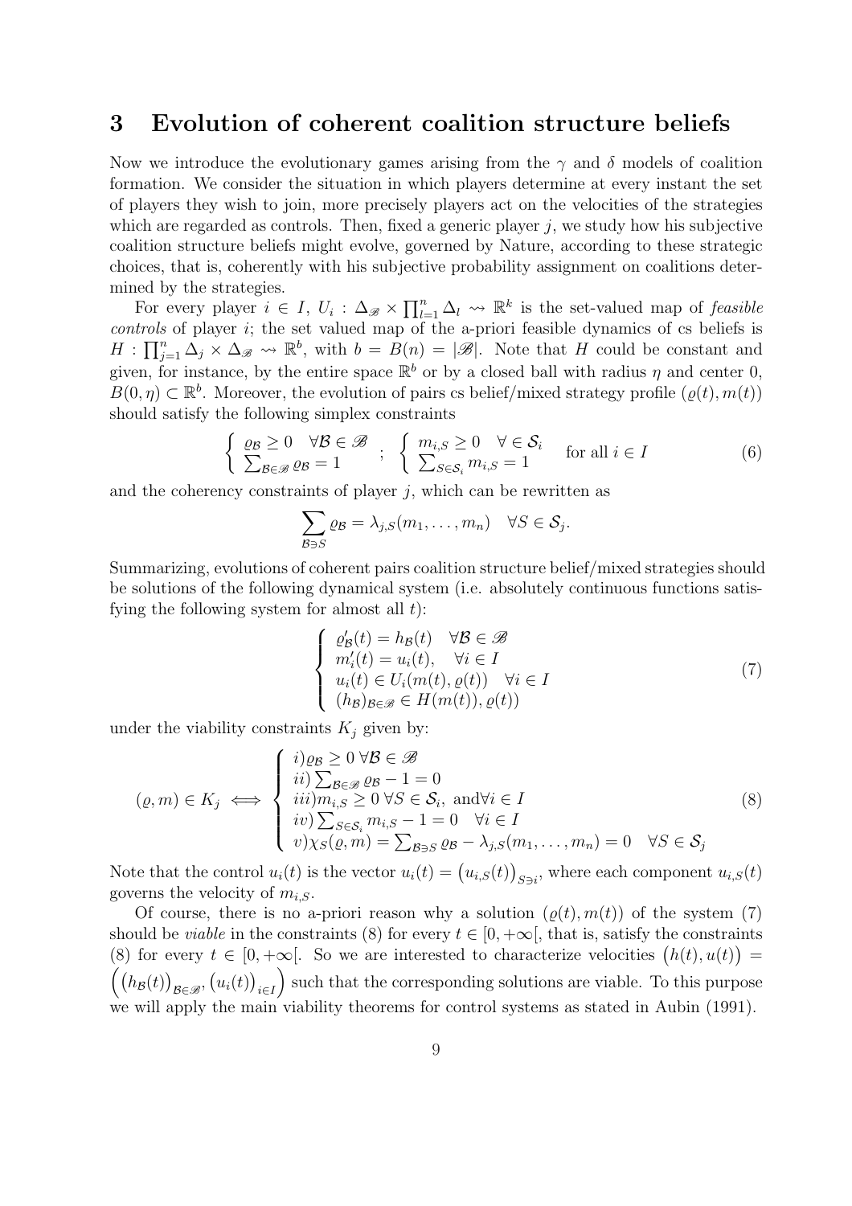## 3 Evolution of coherent coalition structure beliefs

Now we introduce the evolutionary games arising from the $\gamma$ and $\delta$ models of coalition formation. We consider the situation in which players determine at every instant the set of players they wish to join, more precisely players act on the velocities of the strategies which are regarded as controls. Then, fixed a generic player $j$, we study how his subjective coalition structure beliefs might evolve, governed by Nature, according to these strategic choices, that is, coherently with his subjective probability assignment on coalitions determined by the strategies.

For every player $i \in I$, $U_i : \Delta_{\mathscr{B}} \times \prod_{l=1}^{n} \Delta_l \rightsquigarrow \mathbb{R}^k$ is the set-valued map of *feasible controls* of player $i$; the set valued map of the a-priori feasible dynamics of cs beliefs is $H : \prod_{j=1}^{n} \Delta_j \times \Delta_{\mathscr{B}} \rightsquigarrow \mathbb{R}^b$, with $b = B(n) = |\mathscr{B}|$. Note that $H$ could be constant and given, for instance, by the entire space $\mathbb{R}^b$ or by a closed ball with radius $\eta$ and center 0, $B(0,\eta) \subset \mathbb{R}^b$. Moreover, the evolution of pairs cs belief/mixed strategy profile $(\varrho(t), m(t))$ should satisfy the following simplex constraints

$$\begin{cases} \varrho_{\mathcal{B}} \geq 0 & \forall \mathcal{B} \in \mathscr{B} \\ \sum_{\mathcal{B}\in\mathscr{B}} \varrho_{\mathcal{B}} = 1 \end{cases} ; \quad \begin{cases} m_{i,S} \geq 0 & \forall \in \mathcal{S}_i \\ \sum_{S\in\mathcal{S}_i} m_{i,S} = 1 \end{cases} \quad \text{for all } i \in I \tag{6}$$

and the coherency constraints of player $j$, which can be rewritten as

$$\sum_{\mathcal{B}\ni S} \varrho_{\mathcal{B}} = \lambda_{j,S}(m_1,\ldots,m_n) \quad \forall S \in \mathcal{S}_j.$$

Summarizing, evolutions of coherent pairs coalition structure belief/mixed strategies should be solutions of the following dynamical system (i.e. absolutely continuous functions satisfying the following system for almost all $t$):

$$\begin{cases} \varrho'_{\mathcal{B}}(t) = h_{\mathcal{B}}(t) & \forall \mathcal{B} \in \mathscr{B} \\ m'_i(t) = u_i(t), & \forall i \in I \\ u_i(t) \in U_i(m(t), \varrho(t)) & \forall i \in I \\ (h_{\mathcal{B}})_{\mathcal{B}\in\mathscr{B}} \in H(m(t)), \varrho(t)) \end{cases} \tag{7}$$

under the viability constraints $K_j$ given by:

$$(\varrho, m) \in K_j \iff \begin{cases} i)\varrho_{\mathcal{B}} \geq 0 \ \forall \mathcal{B} \in \mathscr{B} \\ ii) \sum_{\mathcal{B}\in\mathscr{B}} \varrho_{\mathcal{B}} - 1 = 0 \\ iii) m_{i,S} \geq 0 \ \forall S \in \mathcal{S}_i, \text{ and} \forall i \in I \\ iv) \sum_{S\in\mathcal{S}_i} m_{i,S} - 1 = 0 \quad \forall i \in I \\ v) \chi_S(\varrho, m) = \sum_{\mathcal{B}\ni S} \varrho_{\mathcal{B}} - \lambda_{j,S}(m_1,\ldots,m_n) = 0 \quad \forall S \in \mathcal{S}_j \end{cases} \tag{8}$$

Note that the control $u_i(t)$ is the vector $u_i(t) = \big(u_{i,S}(t)\big)_{S\ni i}$, where each component $u_{i,S}(t)$ governs the velocity of $m_{i,S}$.

Of course, there is no a-priori reason why a solution $(\varrho(t), m(t))$ of the system (7) should be *viable* in the constraints (8) for every $t \in [0,+\infty[$, that is, satisfy the constraints (8) for every $t \in [0,+\infty[$. So we are interested to characterize velocities $\big(h(t), u(t)\big) = \Big(\big(h_{\mathcal{B}}(t)\big)_{\mathcal{B}\in\mathscr{B}}, \big(u_i(t)\big)_{i\in I}\Big)$ such that the corresponding solutions are viable. To this purpose we will apply the main viability theorems for control systems as stated in Aubin (1991).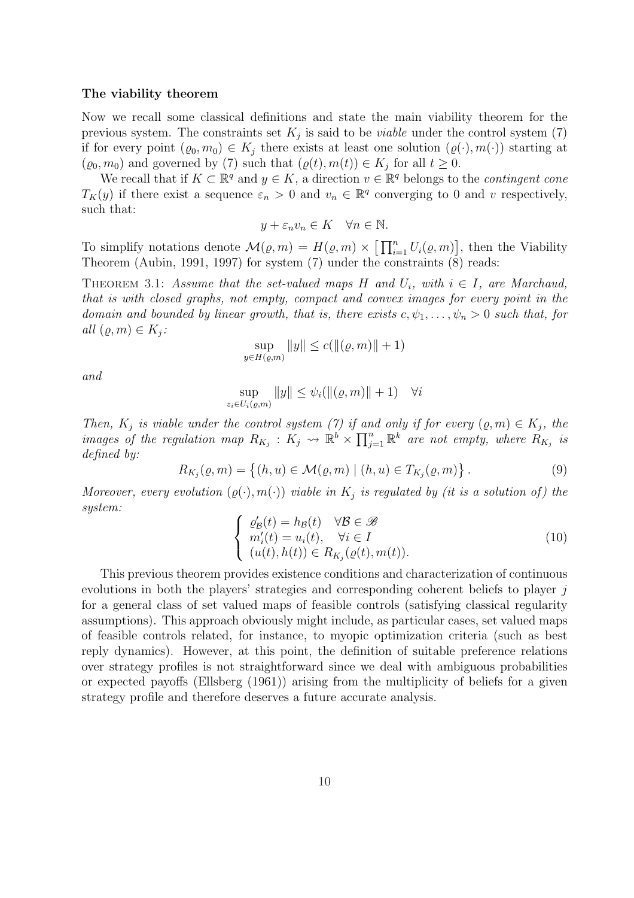**The viability theorem**

Now we recall some classical definitions and state the main viability theorem for the previous system. The constraints set $K_j$ is said to be *viable* under the control system (7) if for every point $(\varrho_0, m_0) \in K_j$ there exists at least one solution $(\varrho(\cdot), m(\cdot))$ starting at $(\varrho_0, m_0)$ and governed by (7) such that $(\varrho(t), m(t)) \in K_j$ for all $t \geq 0$.

We recall that if $K \subset \mathbb{R}^q$ and $y \in K$, a direction $v \in \mathbb{R}^q$ belongs to the *contingent cone* $T_K(y)$ if there exist a sequence $\varepsilon_n > 0$ and $v_n \in \mathbb{R}^q$ converging to 0 and $v$ respectively, such that:

$$y + \varepsilon_n v_n \in K \quad \forall n \in \mathbb{N}.$$

To simplify notations denote $\mathcal{M}(\varrho, m) = H(\varrho, m) \times \left[\prod_{i=1}^n U_i(\varrho, m)\right]$, then the Viability Theorem (Aubin, 1991, 1997) for system (7) under the constraints (8) reads:

THEOREM 3.1: *Assume that the set-valued maps $H$ and $U_i$, with $i \in I$, are Marchaud, that is with closed graphs, not empty, compact and convex images for every point in the domain and bounded by linear growth, that is, there exists $c, \psi_1, \ldots, \psi_n > 0$ such that, for all $(\varrho, m) \in K_j$:*

$$\sup_{y \in H(\varrho, m)} \|y\| \leq c(\|(\varrho, m)\| + 1)$$

*and*

$$\sup_{z_i \in U_i(\varrho, m)} \|y\| \leq \psi_i(\|(\varrho, m)\| + 1) \quad \forall i$$

*Then, $K_j$ is viable under the control system (7) if and only if for every $(\varrho, m) \in K_j$, the images of the regulation map $R_{K_j} : K_j \rightsquigarrow \mathbb{R}^b \times \prod_{j=1}^n \mathbb{R}^k$ are not empty, where $R_{K_j}$ is defined by:*

$$R_{K_j}(\varrho, m) = \left\{(h, u) \in \mathcal{M}(\varrho, m) \mid (h, u) \in T_{K_j}(\varrho, m)\right\}. \tag{9}$$

*Moreover, every evolution $(\varrho(\cdot), m(\cdot))$ viable in $K_j$ is regulated by (it is a solution of) the system:*

$$\begin{cases} \varrho'_{\mathcal{B}}(t) = h_{\mathcal{B}}(t) \quad \forall \mathcal{B} \in \mathscr{B} \\ m'_i(t) = u_i(t), \quad \forall i \in I \\ (u(t), h(t)) \in R_{K_j}(\varrho(t), m(t)). \end{cases} \tag{10}$$

This previous theorem provides existence conditions and characterization of continuous evolutions in both the players' strategies and corresponding coherent beliefs to player $j$ for a general class of set valued maps of feasible controls (satisfying classical regularity assumptions). This approach obviously might include, as particular cases, set valued maps of feasible controls related, for instance, to myopic optimization criteria (such as best reply dynamics). However, at this point, the definition of suitable preference relations over strategy profiles is not straightforward since we deal with ambiguous probabilities or expected payoffs (Ellsberg (1961)) arising from the multiplicity of beliefs for a given strategy profile and therefore deserves a future accurate analysis.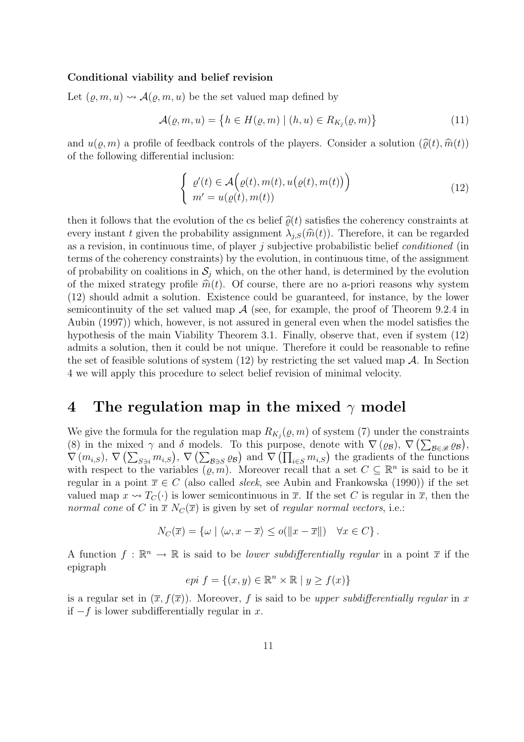**Conditional viability and belief revision**

Let $(\varrho, m, u) \rightsquigarrow \mathcal{A}(\varrho, m, u)$ be the set valued map defined by

$$\mathcal{A}(\varrho, m, u) = \big\{h \in H(\varrho, m) \mid (h, u) \in R_{K_j}(\varrho, m)\big\} \tag{11}$$

and $u(\varrho, m)$ a profile of feedback controls of the players. Consider a solution $(\widehat{\varrho}(t), \widehat{m}(t))$ of the following differential inclusion:

$$\left\{\begin{array}{l} \varrho'(t) \in \mathcal{A}\Big(\varrho(t), m(t), u\big(\varrho(t), m(t)\big)\Big) \\ m' = u(\varrho(t), m(t)) \end{array}\right. \tag{12}$$

then it follows that the evolution of the cs belief $\widehat{\varrho}(t)$ satisfies the coherency constraints at every instant $t$ given the probability assignment $\lambda_{j,S}(\widehat{m}(t))$. Therefore, it can be regarded as a revision, in continuous time, of player $j$ subjective probabilistic belief *conditioned* (in terms of the coherency constraints) by the evolution, in continuous time, of the assignment of probability on coalitions in $\mathcal{S}_j$ which, on the other hand, is determined by the evolution of the mixed strategy profile $\widehat{m}(t)$. Of course, there are no a-priori reasons why system (12) should admit a solution. Existence could be guaranteed, for instance, by the lower semicontinuity of the set valued map $\mathcal{A}$ (see, for example, the proof of Theorem 9.2.4 in Aubin (1997)) which, however, is not assured in general even when the model satisfies the hypothesis of the main Viability Theorem 3.1. Finally, observe that, even if system (12) admits a solution, then it could be not unique. Therefore it could be reasonable to refine the set of feasible solutions of system (12) by restricting the set valued map $\mathcal{A}$. In Section 4 we will apply this procedure to select belief revision of minimal velocity.

# 4 The regulation map in the mixed $\gamma$ model

We give the formula for the regulation map $R_{K_j}(\varrho, m)$ of system (7) under the constraints (8) in the mixed $\gamma$ and $\delta$ models. To this purpose, denote with $\nabla(\varrho_{\mathcal{B}})$, $\nabla\big(\sum_{\mathcal{B}\in\mathscr{B}} \varrho_{\mathcal{B}}\big)$, $\nabla(m_{i,S})$, $\nabla\big(\sum_{S\ni i} m_{i,S}\big)$, $\nabla\big(\sum_{\mathcal{B}\ni S} \varrho_{\mathcal{B}}\big)$ and $\nabla\big(\prod_{i\in S} m_{i,S}\big)$ the gradients of the functions with respect to the variables $(\varrho, m)$. Moreover recall that a set $C \subseteq \mathbb{R}^n$ is said to be it regular in a point $\overline{x} \in C$ (also called *sleek*, see Aubin and Frankowska (1990)) if the set valued map $x \rightsquigarrow T_C(\cdot)$ is lower semicontinuous in $\overline{x}$. If the set $C$ is regular in $\overline{x}$, then the *normal cone* of $C$ in $\overline{x}$ $N_C(\overline{x})$ is given by set of *regular normal vectors*, i.e.:

$$N_C(\overline{x}) = \{\omega \mid \langle \omega, x - \overline{x}\rangle \leq o(\|x - \overline{x}\|) \quad \forall x \in C\}.$$

A function $f : \mathbb{R}^n \to \mathbb{R}$ is said to be *lower subdifferentially regular* in a point $\overline{x}$ if the epigraph

$$epi\ f = \{(x, y) \in \mathbb{R}^n \times \mathbb{R} \mid y \geq f(x)\}$$

is a regular set in $(\overline{x}, f(\overline{x}))$. Moreover, $f$ is said to be *upper subdifferentially regular* in $x$ if $-f$ is lower subdifferentially regular in $x$.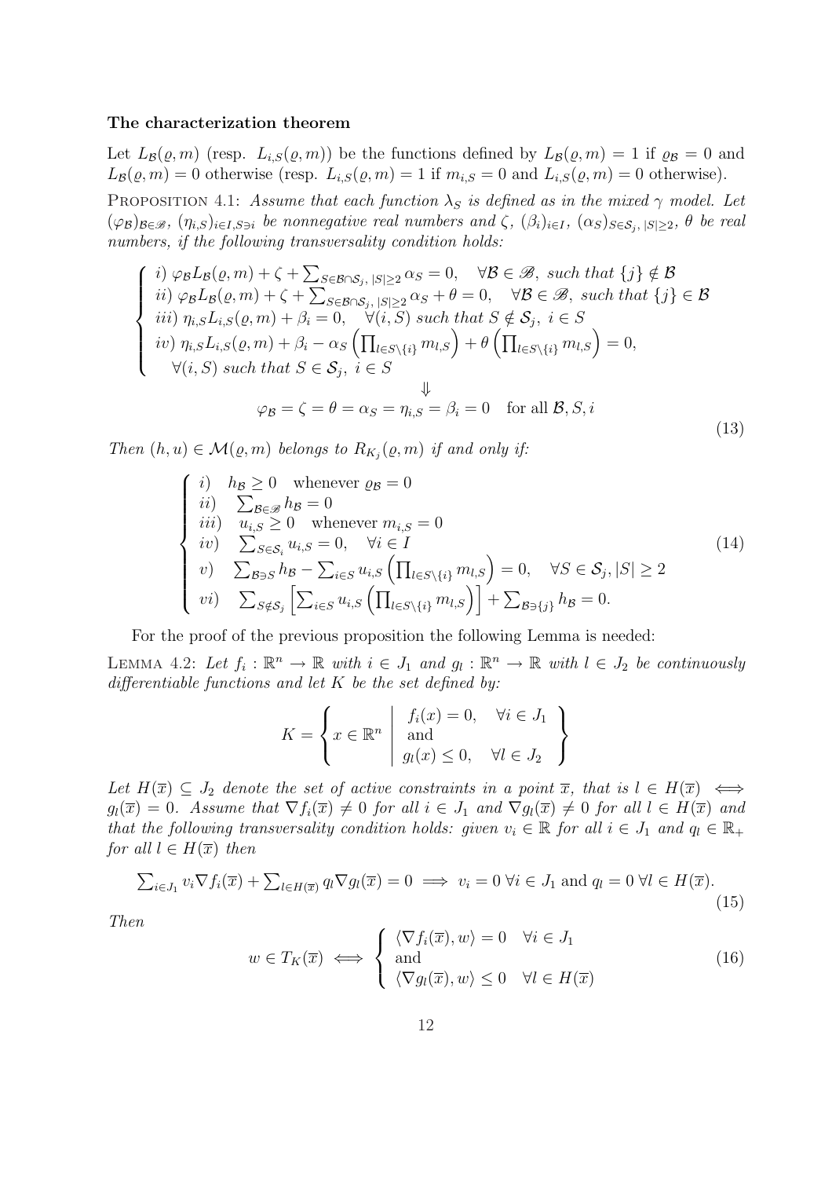### The characterization theorem

Let $L_{\mathcal{B}}(\varrho, m)$ (resp. $L_{i,S}(\varrho, m)$) be the functions defined by $L_{\mathcal{B}}(\varrho, m) = 1$ if $\varrho_{\mathcal{B}} = 0$ and $L_{\mathcal{B}}(\varrho, m) = 0$ otherwise (resp. $L_{i,S}(\varrho, m) = 1$ if $m_{i,S} = 0$ and $L_{i,S}(\varrho, m) = 0$ otherwise).

PROPOSITION 4.1: *Assume that each function $\lambda_S$ is defined as in the mixed $\gamma$ model. Let $(\varphi_{\mathcal{B}})_{\mathcal{B}\in\mathscr{B}}$, $(\eta_{i,S})_{i\in I, S\ni i}$ be nonnegative real numbers and $\zeta$, $(\beta_i)_{i\in I}$, $(\alpha_S)_{S\in\mathcal{S}_j,\, |S|\geq 2}$, $\theta$ be real numbers, if the following transversality condition holds:*

$$\left\{\begin{array}{l} i)\ \varphi_{\mathcal{B}} L_{\mathcal{B}}(\varrho, m) + \zeta + \sum_{S\in\mathcal{B}\cap\mathcal{S}_j,\, |S|\geq 2} \alpha_S = 0, \quad \forall \mathcal{B}\in\mathscr{B},\ \text{such that } \{j\}\notin\mathcal{B} \\ ii)\ \varphi_{\mathcal{B}} L_{\mathcal{B}}(\varrho, m) + \zeta + \sum_{S\in\mathcal{B}\cap\mathcal{S}_j,\, |S|\geq 2} \alpha_S + \theta = 0, \quad \forall \mathcal{B}\in\mathscr{B},\ \text{such that } \{j\}\in\mathcal{B} \\ iii)\ \eta_{i,S} L_{i,S}(\varrho, m) + \beta_i = 0, \quad \forall (i, S) \text{ such that } S\notin\mathcal{S}_j,\ i\in S \\ iv)\ \eta_{i,S} L_{i,S}(\varrho, m) + \beta_i - \alpha_S\left(\prod_{l\in S\setminus\{i\}} m_{l,S}\right) + \theta\left(\prod_{l\in S\setminus\{i\}} m_{l,S}\right) = 0, \\ \quad \forall (i, S) \text{ such that } S\in\mathcal{S}_j,\ i\in S \end{array}\right.$$

$$\Downarrow$$

$$\varphi_{\mathcal{B}} = \zeta = \theta = \alpha_S = \eta_{i,S} = \beta_i = 0 \quad \text{for all } \mathcal{B}, S, i \tag{13}$$

*Then $(h, u)\in\mathcal{M}(\varrho, m)$ belongs to $R_{K_j}(\varrho, m)$ if and only if:*

$$\left\{\begin{array}{ll} i) & h_{\mathcal{B}}\geq 0 \quad \text{whenever } \varrho_{\mathcal{B}} = 0 \\ ii) & \sum_{\mathcal{B}\in\mathscr{B}} h_{\mathcal{B}} = 0 \\ iii) & u_{i,S}\geq 0 \quad \text{whenever } m_{i,S} = 0 \\ iv) & \sum_{S\in\mathcal{S}_i} u_{i,S} = 0, \quad \forall i\in I \\ v) & \sum_{\mathcal{B}\ni S} h_{\mathcal{B}} - \sum_{i\in S} u_{i,S}\left(\prod_{l\in S\setminus\{i\}} m_{l,S}\right) = 0, \quad \forall S\in\mathcal{S}_j, |S|\geq 2 \\ vi) & \sum_{S\notin\mathcal{S}_j}\left[\sum_{i\in S} u_{i,S}\left(\prod_{l\in S\setminus\{i\}} m_{l,S}\right)\right] + \sum_{\mathcal{B}\ni\{j\}} h_{\mathcal{B}} = 0. \end{array}\right. \tag{14}$$

For the proof of the previous proposition the following Lemma is needed:

LEMMA 4.2: *Let $f_i : \mathbb{R}^n \to \mathbb{R}$ with $i\in J_1$ and $g_l : \mathbb{R}^n\to\mathbb{R}$ with $l\in J_2$ be continuously differentiable functions and let $K$ be the set defined by:*

$$K = \left\{ x\in\mathbb{R}^n \;\middle|\; \begin{array}{l} f_i(x) = 0, \quad \forall i\in J_1 \\ \text{and} \\ g_l(x)\leq 0, \quad \forall l\in J_2 \end{array} \right\}$$

*Let $H(\overline{x})\subseteq J_2$ denote the set of active constraints in a point $\overline{x}$, that is $l\in H(\overline{x}) \iff g_l(\overline{x}) = 0$. Assume that $\nabla f_i(\overline{x})\neq 0$ for all $i\in J_1$ and $\nabla g_l(\overline{x})\neq 0$ for all $l\in H(\overline{x})$ and that the following transversality condition holds: given $v_i\in\mathbb{R}$ for all $i\in J_1$ and $q_l\in\mathbb{R}_+$ for all $l\in H(\overline{x})$ then*

$$\textstyle\sum_{i\in J_1} v_i\nabla f_i(\overline{x}) + \sum_{l\in H(\overline{x})} q_l\nabla g_l(\overline{x}) = 0 \implies v_i = 0\ \forall i\in J_1 \text{ and } q_l = 0\ \forall l\in H(\overline{x}). \tag{15}$$

*Then*

$$w\in T_K(\overline{x}) \iff \left\{\begin{array}{ll} \langle\nabla f_i(\overline{x}), w\rangle = 0 & \forall i\in J_1 \\ \text{and} & \\ \langle\nabla g_l(\overline{x}), w\rangle\leq 0 & \forall l\in H(\overline{x}) \end{array}\right. \tag{16}$$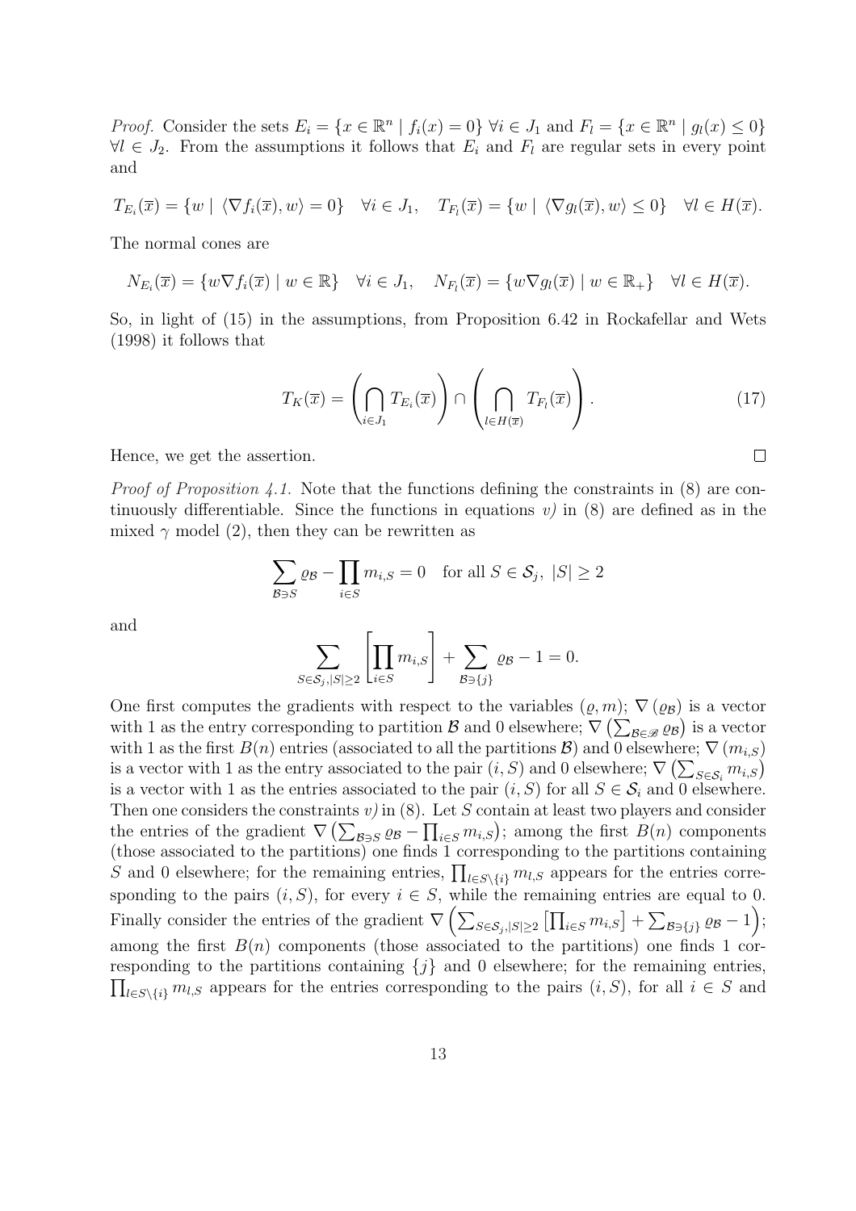*Proof.* Consider the sets $E_i = \{x \in \mathbb{R}^n \mid f_i(x) = 0\}$ $\forall i \in J_1$ and $F_l = \{x \in \mathbb{R}^n \mid g_l(x) \leq 0\}$ $\forall l \in J_2$. From the assumptions it follows that $E_i$ and $F_l$ are regular sets in every point and

$$T_{E_i}(\overline{x}) = \{w \mid \langle \nabla f_i(\overline{x}), w\rangle = 0\} \quad \forall i \in J_1, \quad T_{F_l}(\overline{x}) = \{w \mid \langle \nabla g_l(\overline{x}), w\rangle \leq 0\} \quad \forall l \in H(\overline{x}).$$

The normal cones are

$$N_{E_i}(\overline{x}) = \{w \nabla f_i(\overline{x}) \mid w \in \mathbb{R}\} \quad \forall i \in J_1, \quad N_{F_l}(\overline{x}) = \{w \nabla g_l(\overline{x}) \mid w \in \mathbb{R}_+\} \quad \forall l \in H(\overline{x}).$$

So, in light of (15) in the assumptions, from Proposition 6.42 in Rockafellar and Wets (1998) it follows that

$$T_K(\overline{x}) = \left(\bigcap_{i \in J_1} T_{E_i}(\overline{x})\right) \cap \left(\bigcap_{l \in H(\overline{x})} T_{F_l}(\overline{x})\right). \tag{17}$$

Hence, we get the assertion. $\square$

*Proof of Proposition 4.1.* Note that the functions defining the constraints in (8) are continuously differentiable. Since the functions in equations *v)* in (8) are defined as in the mixed $\gamma$ model (2), then they can be rewritten as

$$\sum_{\mathcal{B} \ni S} \varrho_{\mathcal{B}} - \prod_{i \in S} m_{i,S} = 0 \quad \text{for all } S \in \mathcal{S}_j,\ |S| \geq 2$$

and

$$\sum_{S \in \mathcal{S}_j, |S| \geq 2} \left[\prod_{i \in S} m_{i,S}\right] + \sum_{\mathcal{B} \ni \{j\}} \varrho_{\mathcal{B}} - 1 = 0.$$

One first computes the gradients with respect to the variables $(\varrho, m)$; $\nabla(\varrho_{\mathcal{B}})$ is a vector with 1 as the entry corresponding to partition $\mathcal{B}$ and 0 elsewhere; $\nabla\left(\sum_{\mathcal{B} \in \mathscr{B}} \varrho_{\mathcal{B}}\right)$ is a vector with 1 as the first $B(n)$ entries (associated to all the partitions $\mathcal{B}$) and 0 elsewhere; $\nabla(m_{i,S})$ is a vector with 1 as the entry associated to the pair $(i, S)$ and 0 elsewhere; $\nabla\left(\sum_{S \in \mathcal{S}_i} m_{i,S}\right)$ is a vector with 1 as the entries associated to the pair $(i, S)$ for all $S \in \mathcal{S}_i$ and 0 elsewhere. Then one considers the constraints *v)* in (8). Let $S$ contain at least two players and consider the entries of the gradient $\nabla\left(\sum_{\mathcal{B} \ni S} \varrho_{\mathcal{B}} - \prod_{i \in S} m_{i,S}\right)$; among the first $B(n)$ components (those associated to the partitions) one finds 1 corresponding to the partitions containing $S$ and 0 elsewhere; for the remaining entries, $\prod_{l \in S \setminus \{i\}} m_{l,S}$ appears for the entries corresponding to the pairs $(i, S)$, for every $i \in S$, while the remaining entries are equal to 0. Finally consider the entries of the gradient $\nabla\left(\sum_{S \in \mathcal{S}_j, |S| \geq 2}\left[\prod_{i \in S} m_{i,S}\right] + \sum_{\mathcal{B} \ni \{j\}} \varrho_{\mathcal{B}} - 1\right)$; among the first $B(n)$ components (those associated to the partitions) one finds 1 corresponding to the partitions containing $\{j\}$ and 0 elsewhere; for the remaining entries, $\prod_{l \in S \setminus \{i\}} m_{l,S}$ appears for the entries corresponding to the pairs $(i, S)$, for all $i \in S$ and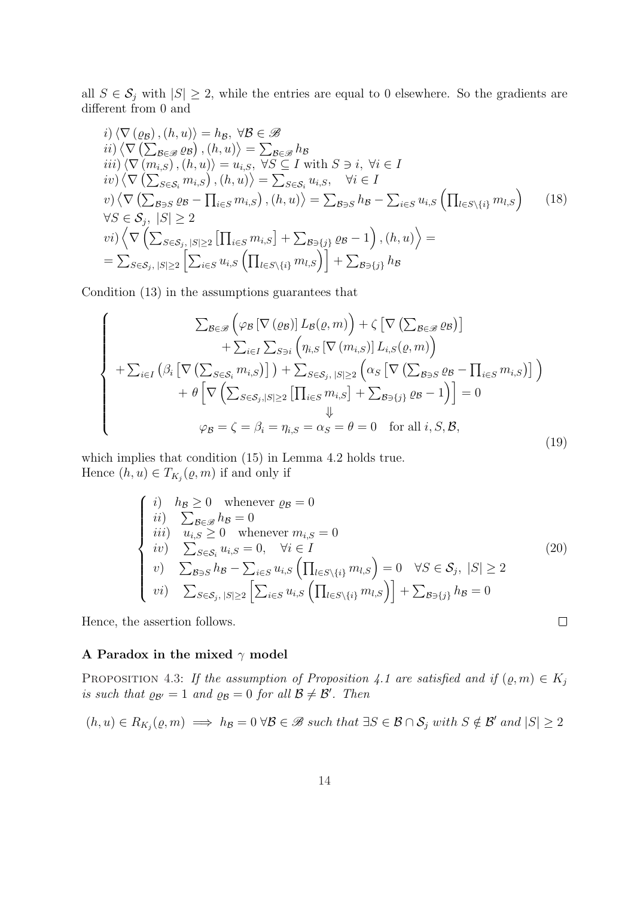all $S \in \mathcal{S}_j$ with $|S| \geq 2$, while the entries are equal to 0 elsewhere. So the gradients are different from 0 and

$$
\begin{aligned}
& i)\ \langle \nabla(\varrho_{\mathcal{B}}), (h,u)\rangle = h_{\mathcal{B}},\ \forall \mathcal{B} \in \mathscr{B} \\
& ii)\ \left\langle \nabla\left(\textstyle\sum_{\mathcal{B}\in\mathscr{B}} \varrho_{\mathcal{B}}\right), (h,u)\right\rangle = \textstyle\sum_{\mathcal{B}\in\mathscr{B}} h_{\mathcal{B}} \\
& iii)\ \langle \nabla(m_{i,S}), (h,u)\rangle = u_{i,S},\ \forall S \subseteq I \text{ with } S \ni i,\ \forall i \in I \\
& iv)\ \left\langle \nabla\left(\textstyle\sum_{S\in\mathcal{S}_i} m_{i,S}\right), (h,u)\right\rangle = \textstyle\sum_{S\in\mathcal{S}_i} u_{i,S}, \quad \forall i \in I \\
& v)\ \left\langle \nabla\left(\textstyle\sum_{\mathcal{B}\ni S} \varrho_{\mathcal{B}} - \prod_{i\in S} m_{i,S}\right), (h,u)\right\rangle = \textstyle\sum_{\mathcal{B}\ni S} h_{\mathcal{B}} - \sum_{i\in S} u_{i,S}\left(\prod_{l\in S\setminus\{i\}} m_{l,S}\right) \qquad (18)\\
& \forall S \in \mathcal{S}_j,\ |S| \geq 2 \\
& vi)\ \left\langle \nabla\left(\textstyle\sum_{S\in\mathcal{S}_j,\,|S|\geq 2}\left[\prod_{i\in S} m_{i,S}\right] + \sum_{\mathcal{B}\ni\{j\}} \varrho_{\mathcal{B}} - 1\right), (h,u)\right\rangle = \\
& = \textstyle\sum_{S\in\mathcal{S}_j,\,|S|\geq 2}\left[\sum_{i\in S} u_{i,S}\left(\prod_{l\in S\setminus\{i\}} m_{l,S}\right)\right] + \sum_{\mathcal{B}\ni\{j\}} h_{\mathcal{B}}
\end{aligned}
$$

Condition (13) in the assumptions guarantees that

$$
\left\{
\begin{array}{c}
\sum_{\mathcal{B}\in\mathscr{B}}\Big(\varphi_{\mathcal{B}}\left[\nabla(\varrho_{\mathcal{B}})\right] L_{\mathcal{B}}(\varrho,m)\Big) + \zeta\left[\nabla\left(\sum_{\mathcal{B}\in\mathscr{B}}\varrho_{\mathcal{B}}\right)\right] \\
+ \sum_{i\in I}\sum_{S\ni i}\Big(\eta_{i,S}\left[\nabla(m_{i,S})\right] L_{i,S}(\varrho,m)\Big) \\
+ \sum_{i\in I}\left(\beta_i\left[\nabla\left(\sum_{S\in\mathcal{S}_i} m_{i,S}\right)\right]\right) + \sum_{S\in\mathcal{S}_j,\,|S|\geq 2}\Big(\alpha_S\left[\nabla\left(\sum_{\mathcal{B}\ni S}\varrho_{\mathcal{B}} - \prod_{i\in S} m_{i,S}\right)\right]\Big) \\
+ \theta\left[\nabla\left(\sum_{S\in\mathcal{S}_j,|S|\geq 2}\left[\prod_{i\in S} m_{i,S}\right] + \sum_{\mathcal{B}\ni\{j\}}\varrho_{\mathcal{B}} - 1\right)\right] = 0 \\
\Downarrow \\
\varphi_{\mathcal{B}} = \zeta = \beta_i = \eta_{i,S} = \alpha_S = \theta = 0 \quad \text{for all } i, S, \mathcal{B},
\end{array}
\right. \tag{19}
$$

which implies that condition (15) in Lemma 4.2 holds true.
Hence $(h,u) \in T_{K_j}(\varrho,m)$ if and only if

$$
\left\{
\begin{array}{ll}
i) & h_{\mathcal{B}} \geq 0 \quad \text{whenever } \varrho_{\mathcal{B}} = 0 \\
ii) & \sum_{\mathcal{B}\in\mathscr{B}} h_{\mathcal{B}} = 0 \\
iii) & u_{i,S} \geq 0 \quad \text{whenever } m_{i,S} = 0 \\
iv) & \sum_{S\in\mathcal{S}_i} u_{i,S} = 0, \quad \forall i \in I \\
v) & \sum_{\mathcal{B}\ni S} h_{\mathcal{B}} - \sum_{i\in S} u_{i,S}\left(\prod_{l\in S\setminus\{i\}} m_{l,S}\right) = 0 \quad \forall S \in \mathcal{S}_j,\ |S| \geq 2 \\
vi) & \sum_{S\in\mathcal{S}_j,\,|S|\geq 2}\left[\sum_{i\in S} u_{i,S}\left(\prod_{l\in S\setminus\{i\}} m_{l,S}\right)\right] + \sum_{\mathcal{B}\ni\{j\}} h_{\mathcal{B}} = 0
\end{array}
\right. \tag{20}
$$

Hence, the assertion follows. $\square$

### A Paradox in the mixed $\gamma$ model

PROPOSITION 4.3: *If the assumption of Proposition 4.1 are satisfied and if $(\varrho, m) \in K_j$ is such that $\varrho_{\mathcal{B}'} = 1$ and $\varrho_{\mathcal{B}} = 0$ for all $\mathcal{B} \neq \mathcal{B}'$. Then*

$$(h,u) \in R_{K_j}(\varrho,m) \implies h_{\mathcal{B}} = 0\ \forall \mathcal{B} \in \mathscr{B} \text{ such that } \exists S \in \mathcal{B} \cap \mathcal{S}_j \text{ with } S \notin \mathcal{B}' \text{ and } |S| \geq 2$$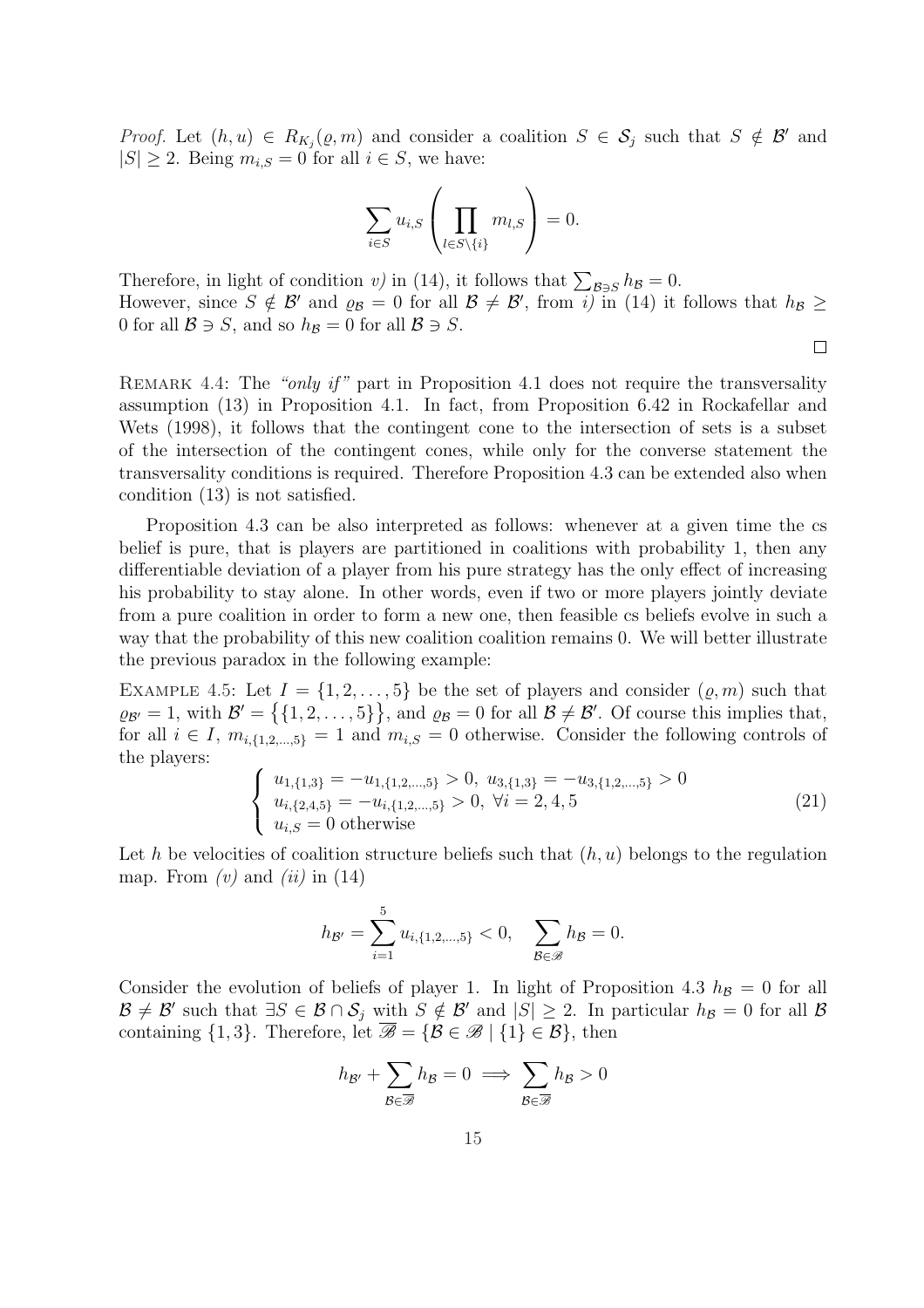*Proof.* Let $(h, u) \in R_{K_j}(\varrho, m)$ and consider a coalition $S \in \mathcal{S}_j$ such that $S \notin \mathcal{B}'$ and $|S| \geq 2$. Being $m_{i,S} = 0$ for all $i \in S$, we have:

$$\sum_{i \in S} u_{i,S} \left( \prod_{l \in S \setminus \{i\}} m_{l,S} \right) = 0.$$

Therefore, in light of condition *v)* in (14), it follows that $\sum_{\mathcal{B} \ni S} h_{\mathcal{B}} = 0$.
However, since $S \notin \mathcal{B}'$ and $\varrho_{\mathcal{B}} = 0$ for all $\mathcal{B} \neq \mathcal{B}'$, from *i)* in (14) it follows that $h_{\mathcal{B}} \geq 0$ for all $\mathcal{B} \ni S$, and so $h_{\mathcal{B}} = 0$ for all $\mathcal{B} \ni S$.

□

Remark 4.4: The *"only if"* part in Proposition 4.1 does not require the transversality assumption (13) in Proposition 4.1. In fact, from Proposition 6.42 in Rockafellar and Wets (1998), it follows that the contingent cone to the intersection of sets is a subset of the intersection of the contingent cones, while only for the converse statement the transversality conditions is required. Therefore Proposition 4.3 can be extended also when condition (13) is not satisfied.

Proposition 4.3 can be also interpreted as follows: whenever at a given time the cs belief is pure, that is players are partitioned in coalitions with probability 1, then any differentiable deviation of a player from his pure strategy has the only effect of increasing his probability to stay alone. In other words, even if two or more players jointly deviate from a pure coalition in order to form a new one, then feasible cs beliefs evolve in such a way that the probability of this new coalition coalition remains 0. We will better illustrate the previous paradox in the following example:

Example 4.5: Let $I = \{1, 2, \ldots, 5\}$ be the set of players and consider $(\varrho, m)$ such that $\varrho_{\mathcal{B}'} = 1$, with $\mathcal{B}' = \big\{\{1, 2, \ldots, 5\}\big\}$, and $\varrho_{\mathcal{B}} = 0$ for all $\mathcal{B} \neq \mathcal{B}'$. Of course this implies that, for all $i \in I$, $m_{i,\{1,2,\ldots,5\}} = 1$ and $m_{i,S} = 0$ otherwise. Consider the following controls of the players:

$$\begin{cases} u_{1,\{1,3\}} = -u_{1,\{1,2,\ldots,5\}} > 0, \ u_{3,\{1,3\}} = -u_{3,\{1,2,\ldots,5\}} > 0 \\ u_{i,\{2,4,5\}} = -u_{i,\{1,2,\ldots,5\}} > 0, \ \forall i = 2, 4, 5 \\ u_{i,S} = 0 \text{ otherwise} \end{cases} \tag{21}$$

Let $h$ be velocities of coalition structure beliefs such that $(h, u)$ belongs to the regulation map. From *(v)* and *(ii)* in (14)

$$h_{\mathcal{B}'} = \sum_{i=1}^{5} u_{i,\{1,2,\ldots,5\}} < 0, \quad \sum_{\mathcal{B} \in \mathscr{B}} h_{\mathcal{B}} = 0.$$

Consider the evolution of beliefs of player 1. In light of Proposition 4.3 $h_{\mathcal{B}} = 0$ for all $\mathcal{B} \neq \mathcal{B}'$ such that $\exists S \in \mathcal{B} \cap \mathcal{S}_j$ with $S \notin \mathcal{B}'$ and $|S| \geq 2$. In particular $h_{\mathcal{B}} = 0$ for all $\mathcal{B}$ containing $\{1, 3\}$. Therefore, let $\overline{\mathscr{B}} = \{\mathcal{B} \in \mathscr{B} \mid \{1\} \in \mathcal{B}\}$, then

$$h_{\mathcal{B}'} + \sum_{\mathcal{B} \in \overline{\mathscr{B}}} h_{\mathcal{B}} = 0 \implies \sum_{\mathcal{B} \in \overline{\mathscr{B}}} h_{\mathcal{B}} > 0$$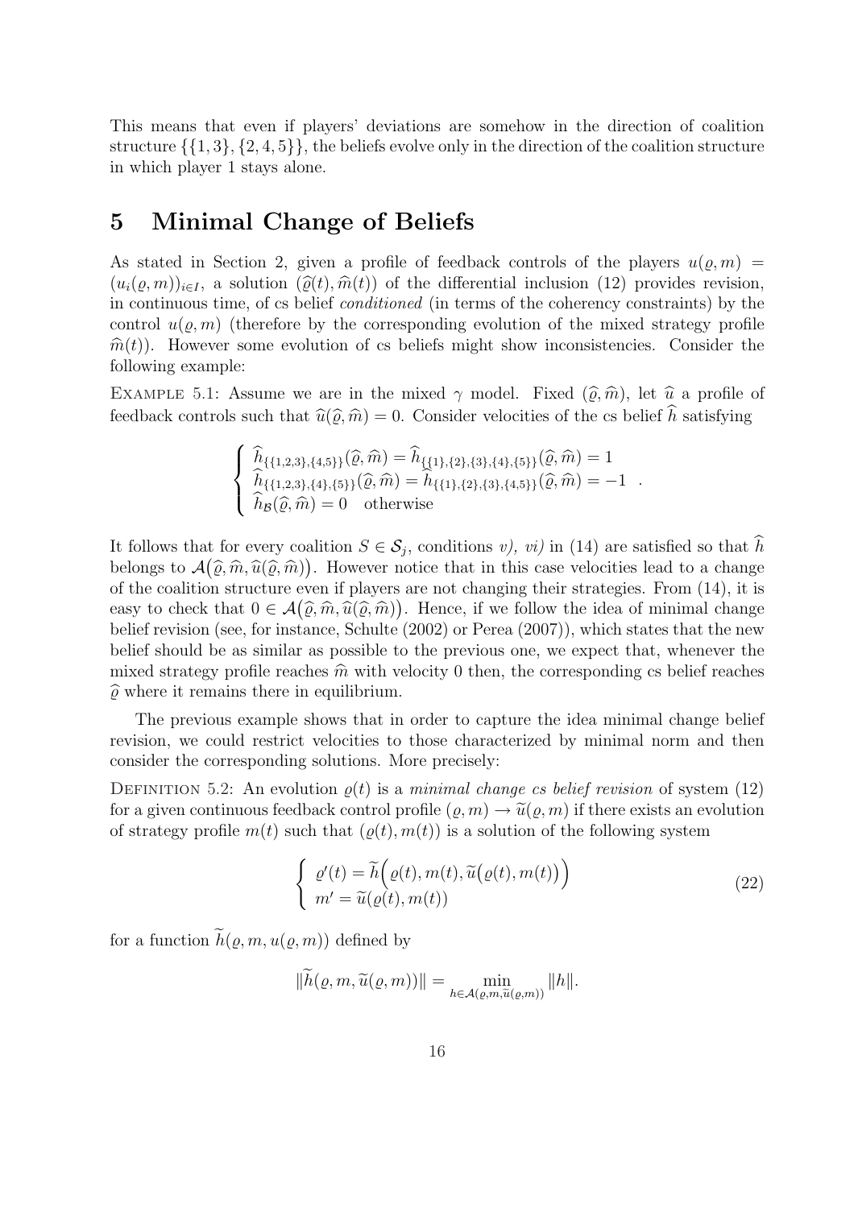This means that even if players' deviations are somehow in the direction of coalition structure $\{\{1,3\},\{2,4,5\}\}$, the beliefs evolve only in the direction of the coalition structure in which player 1 stays alone.

# 5 Minimal Change of Beliefs

As stated in Section 2, given a profile of feedback controls of the players $u(\varrho, m) = (u_i(\varrho, m))_{i\in I}$, a solution $(\widehat{\varrho}(t), \widehat{m}(t))$ of the differential inclusion (12) provides revision, in continuous time, of cs belief *conditioned* (in terms of the coherency constraints) by the control $u(\varrho, m)$ (therefore by the corresponding evolution of the mixed strategy profile $\widehat{m}(t)$). However some evolution of cs beliefs might show inconsistencies. Consider the following example:

EXAMPLE 5.1: Assume we are in the mixed $\gamma$ model. Fixed $(\widehat{\varrho}, \widehat{m})$, let $\widehat{u}$ a profile of feedback controls such that $\widehat{u}(\widehat{\varrho}, \widehat{m}) = 0$. Consider velocities of the cs belief $\widehat{h}$ satisfying

$$\begin{cases} \widehat{h}_{\{\{1,2,3\},\{4,5\}\}}(\widehat{\varrho}, \widehat{m}) = \widehat{h}_{\{\{1\},\{2\},\{3\},\{4\},\{5\}\}}(\widehat{\varrho}, \widehat{m}) = 1 \\ \widehat{h}_{\{\{1,2,3\},\{4\},\{5\}\}}(\widehat{\varrho}, \widehat{m}) = \widehat{h}_{\{\{1\},\{2\},\{3\},\{4,5\}\}}(\widehat{\varrho}, \widehat{m}) = -1 \\ \widehat{h}_{\mathcal{B}}(\widehat{\varrho}, \widehat{m}) = 0 \quad \text{otherwise} \end{cases}.$$

It follows that for every coalition $S \in \mathcal{S}_j$, conditions *v), vi)* in (14) are satisfied so that $\widehat{h}$ belongs to $\mathcal{A}\big(\widehat{\varrho}, \widehat{m}, \widehat{u}(\widehat{\varrho}, \widehat{m})\big)$. However notice that in this case velocities lead to a change of the coalition structure even if players are not changing their strategies. From (14), it is easy to check that $0 \in \mathcal{A}\big(\widehat{\varrho}, \widehat{m}, \widehat{u}(\widehat{\varrho}, \widehat{m})\big)$. Hence, if we follow the idea of minimal change belief revision (see, for instance, Schulte (2002) or Perea (2007)), which states that the new belief should be as similar as possible to the previous one, we expect that, whenever the mixed strategy profile reaches $\widehat{m}$ with velocity 0 then, the corresponding cs belief reaches $\widehat{\varrho}$ where it remains there in equilibrium.

The previous example shows that in order to capture the idea minimal change belief revision, we could restrict velocities to those characterized by minimal norm and then consider the corresponding solutions. More precisely:

DEFINITION 5.2: An evolution $\varrho(t)$ is a *minimal change cs belief revision* of system (12) for a given continuous feedback control profile $(\varrho, m) \to \widetilde{u}(\varrho, m)$ if there exists an evolution of strategy profile $m(t)$ such that $(\varrho(t), m(t))$ is a solution of the following system

$$\begin{cases} \varrho'(t) = \widetilde{h}\Big(\varrho(t), m(t), \widetilde{u}\big(\varrho(t), m(t)\big)\Big) \\ m' = \widetilde{u}(\varrho(t), m(t)) \end{cases} \tag{22}$$

for a function $\widetilde{h}(\varrho, m, u(\varrho, m))$ defined by

$$\|\widetilde{h}(\varrho, m, \widetilde{u}(\varrho, m))\| = \min_{h\in\mathcal{A}(\varrho, m, \widetilde{u}(\varrho, m))} \|h\|.$$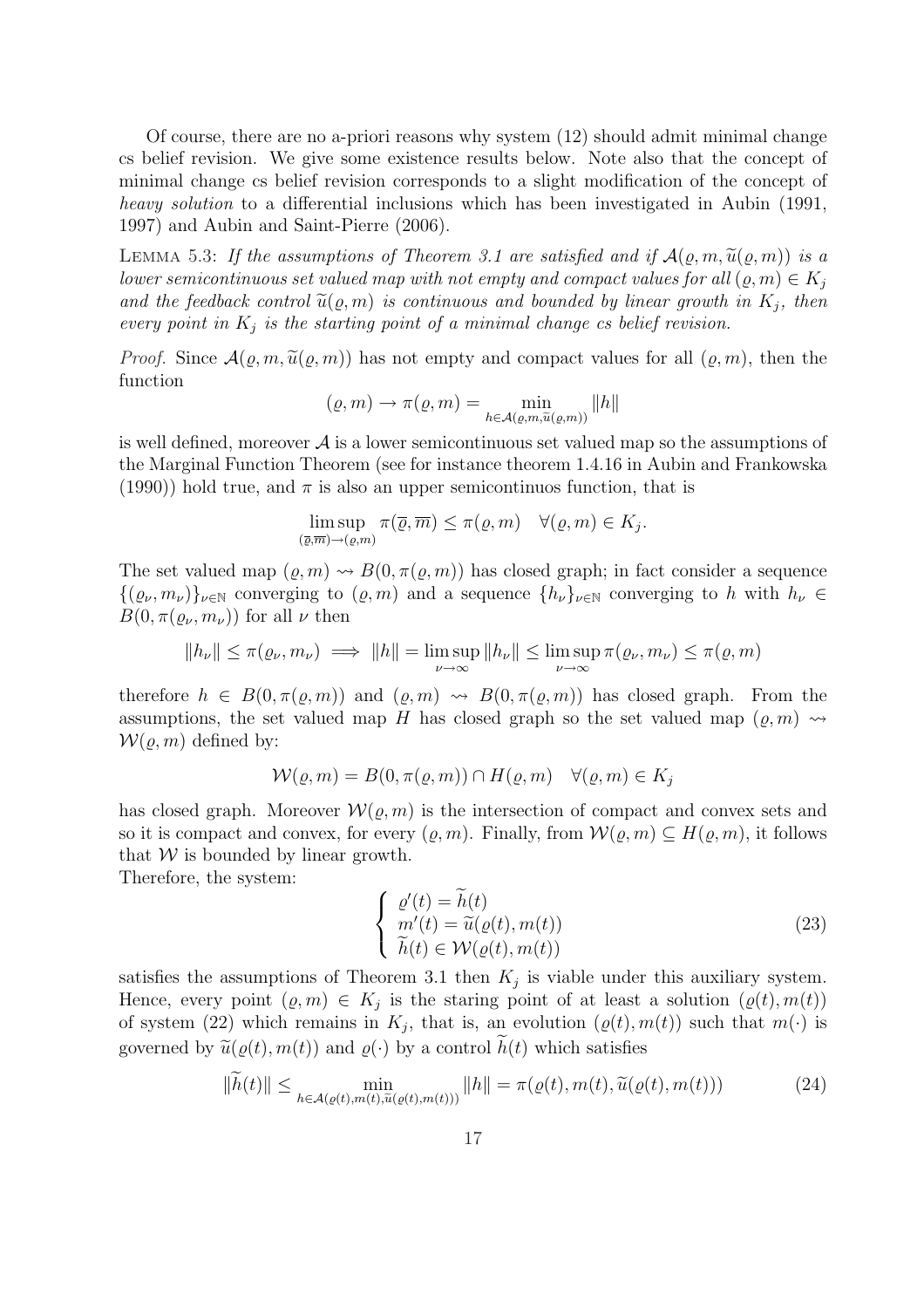Of course, there are no a-priori reasons why system (12) should admit minimal change cs belief revision. We give some existence results below. Note also that the concept of minimal change cs belief revision corresponds to a slight modification of the concept of *heavy solution* to a differential inclusions which has been investigated in Aubin (1991, 1997) and Aubin and Saint-Pierre (2006).

LEMMA 5.3: *If the assumptions of Theorem 3.1 are satisfied and if $\mathcal{A}(\varrho, m, \widetilde{u}(\varrho, m))$ is a lower semicontinuous set valued map with not empty and compact values for all $(\varrho, m) \in K_j$ and the feedback control $\widetilde{u}(\varrho, m)$ is continuous and bounded by linear growth in $K_j$, then every point in $K_j$ is the starting point of a minimal change cs belief revision.*

*Proof.* Since $\mathcal{A}(\varrho, m, \widetilde{u}(\varrho, m))$ has not empty and compact values for all $(\varrho, m)$, then the function

$$(\varrho, m) \to \pi(\varrho, m) = \min_{h \in \mathcal{A}(\varrho, m, \widetilde{u}(\varrho, m))} \|h\|$$

is well defined, moreover $\mathcal{A}$ is a lower semicontinuous set valued map so the assumptions of the Marginal Function Theorem (see for instance theorem 1.4.16 in Aubin and Frankowska (1990)) hold true, and $\pi$ is also an upper semicontinuos function, that is

$$\limsup_{(\overline{\varrho}, \overline{m}) \to (\varrho, m)} \pi(\overline{\varrho}, \overline{m}) \le \pi(\varrho, m) \quad \forall (\varrho, m) \in K_j.$$

The set valued map $(\varrho, m) \rightsquigarrow B(0, \pi(\varrho, m))$ has closed graph; in fact consider a sequence $\{(\varrho_\nu, m_\nu)\}_{\nu \in \mathbb{N}}$ converging to $(\varrho, m)$ and a sequence $\{h_\nu\}_{\nu \in \mathbb{N}}$ converging to $h$ with $h_\nu \in B(0, \pi(\varrho_\nu, m_\nu))$ for all $\nu$ then

$$\|h_\nu\| \le \pi(\varrho_\nu, m_\nu) \implies \|h\| = \limsup_{\nu \to \infty} \|h_\nu\| \le \limsup_{\nu \to \infty} \pi(\varrho_\nu, m_\nu) \le \pi(\varrho, m)$$

therefore $h \in B(0, \pi(\varrho, m))$ and $(\varrho, m) \rightsquigarrow B(0, \pi(\varrho, m))$ has closed graph. From the assumptions, the set valued map $H$ has closed graph so the set valued map $(\varrho, m) \rightsquigarrow \mathcal{W}(\varrho, m)$ defined by:

$$\mathcal{W}(\varrho, m) = B(0, \pi(\varrho, m)) \cap H(\varrho, m) \quad \forall (\varrho, m) \in K_j$$

has closed graph. Moreover $\mathcal{W}(\varrho, m)$ is the intersection of compact and convex sets and so it is compact and convex, for every $(\varrho, m)$. Finally, from $\mathcal{W}(\varrho, m) \subseteq H(\varrho, m)$, it follows that $\mathcal{W}$ is bounded by linear growth.

Therefore, the system:

$$\left\{ \begin{array}{l} \varrho'(t) = \widetilde{h}(t) \\ m'(t) = \widetilde{u}(\varrho(t), m(t)) \\ \widetilde{h}(t) \in \mathcal{W}(\varrho(t), m(t)) \end{array} \right. \tag{23}$$

satisfies the assumptions of Theorem 3.1 then $K_j$ is viable under this auxiliary system. Hence, every point $(\varrho, m) \in K_j$ is the staring point of at least a solution $(\varrho(t), m(t))$ of system (22) which remains in $K_j$, that is, an evolution $(\varrho(t), m(t))$ such that $m(\cdot)$ is governed by $\widetilde{u}(\varrho(t), m(t))$ and $\varrho(\cdot)$ by a control $\widetilde{h}(t)$ which satisfies

$$\|\widetilde{h}(t)\| \le \min_{h \in \mathcal{A}(\varrho(t), m(t), \widetilde{u}(\varrho(t), m(t)))} \|h\| = \pi(\varrho(t), m(t), \widetilde{u}(\varrho(t), m(t))) \tag{24}$$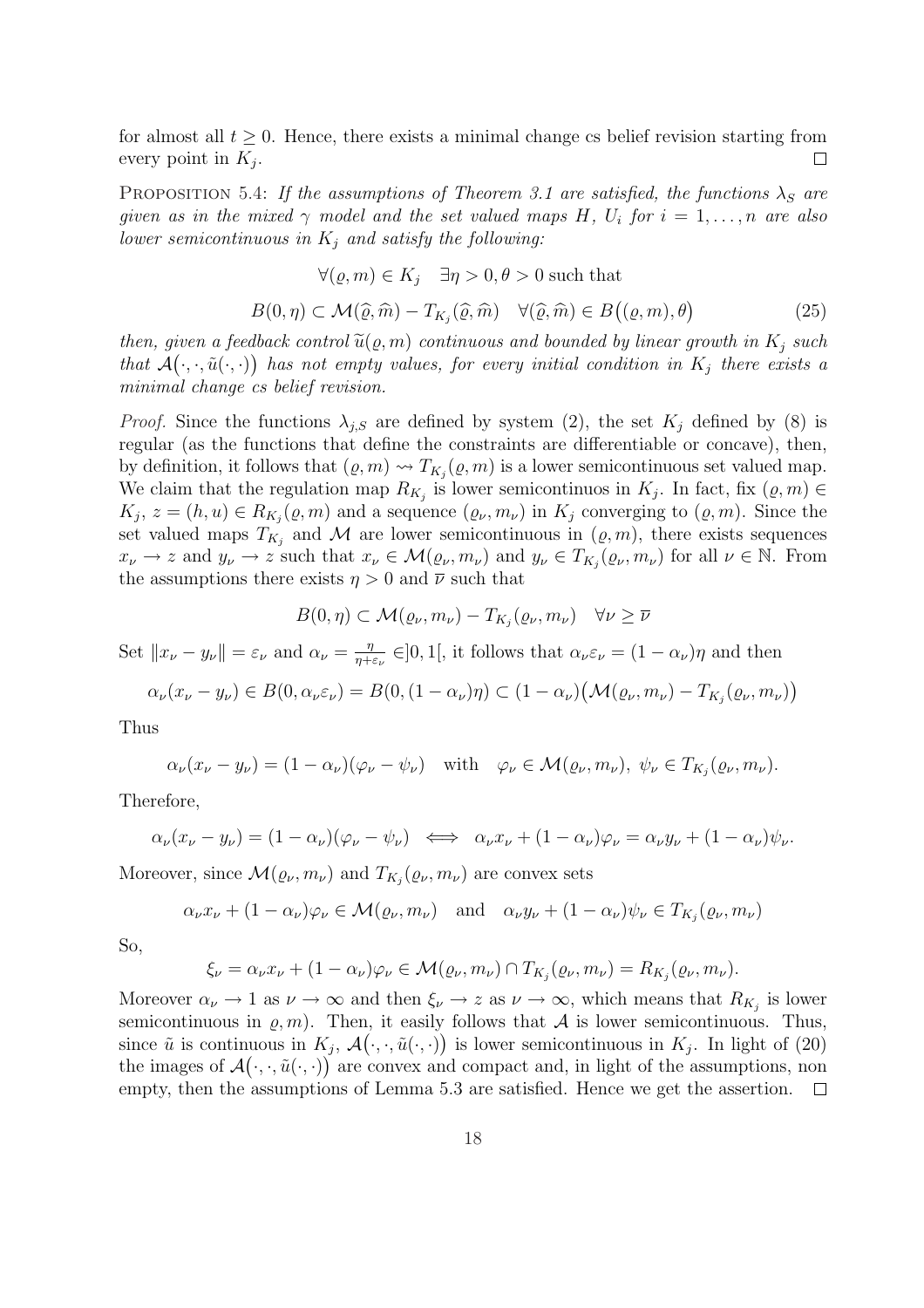for almost all $t \geq 0$. Hence, there exists a minimal change cs belief revision starting from every point in $K_j$. $\square$

PROPOSITION 5.4: *If the assumptions of Theorem 3.1 are satisfied, the functions $\lambda_S$ are given as in the mixed $\gamma$ model and the set valued maps $H$, $U_i$ for $i = 1, \ldots, n$ are also lower semicontinuous in $K_j$ and satisfy the following:*

$$\forall(\varrho, m) \in K_j \quad \exists \eta > 0, \theta > 0 \text{ such that}$$

$$B(0, \eta) \subset \mathcal{M}(\widehat{\varrho}, \widehat{m}) - T_{K_j}(\widehat{\varrho}, \widehat{m}) \quad \forall(\widehat{\varrho}, \widehat{m}) \in B\big((\varrho, m), \theta\big) \tag{25}$$

*then, given a feedback control $\widetilde{u}(\varrho, m)$ continuous and bounded by linear growth in $K_j$ such that $\mathcal{A}\big(\cdot, \cdot, \tilde{u}(\cdot, \cdot)\big)$ has not empty values, for every initial condition in $K_j$ there exists a minimal change cs belief revision.*

*Proof.* Since the functions $\lambda_{j,S}$ are defined by system (2), the set $K_j$ defined by (8) is regular (as the functions that define the constraints are differentiable or concave), then, by definition, it follows that $(\varrho, m) \rightsquigarrow T_{K_j}(\varrho, m)$ is a lower semicontinuous set valued map. We claim that the regulation map $R_{K_j}$ is lower semicontinuos in $K_j$. In fact, fix $(\varrho, m) \in K_j$, $z = (h, u) \in R_{K_j}(\varrho, m)$ and a sequence $(\varrho_\nu, m_\nu)$ in $K_j$ converging to $(\varrho, m)$. Since the set valued maps $T_{K_j}$ and $\mathcal{M}$ are lower semicontinuous in $(\varrho, m)$, there exists sequences $x_\nu \to z$ and $y_\nu \to z$ such that $x_\nu \in \mathcal{M}(\varrho_\nu, m_\nu)$ and $y_\nu \in T_{K_j}(\varrho_\nu, m_\nu)$ for all $\nu \in \mathbb{N}$. From the assumptions there exists $\eta > 0$ and $\overline{\nu}$ such that

$$B(0, \eta) \subset \mathcal{M}(\varrho_\nu, m_\nu) - T_{K_j}(\varrho_\nu, m_\nu) \quad \forall \nu \geq \overline{\nu}$$

Set $\|x_\nu - y_\nu\| = \varepsilon_\nu$ and $\alpha_\nu = \frac{\eta}{\eta + \varepsilon_\nu} \in ]0, 1[$, it follows that $\alpha_\nu \varepsilon_\nu = (1 - \alpha_\nu)\eta$ and then

$$\alpha_\nu(x_\nu - y_\nu) \in B(0, \alpha_\nu \varepsilon_\nu) = B(0, (1 - \alpha_\nu)\eta) \subset (1 - \alpha_\nu)\big(\mathcal{M}(\varrho_\nu, m_\nu) - T_{K_j}(\varrho_\nu, m_\nu)\big)$$

Thus

$$\alpha_\nu(x_\nu - y_\nu) = (1 - \alpha_\nu)(\varphi_\nu - \psi_\nu) \quad \text{with} \quad \varphi_\nu \in \mathcal{M}(\varrho_\nu, m_\nu),\ \psi_\nu \in T_{K_j}(\varrho_\nu, m_\nu).$$

Therefore,

$$\alpha_\nu(x_\nu - y_\nu) = (1 - \alpha_\nu)(\varphi_\nu - \psi_\nu) \iff \alpha_\nu x_\nu + (1 - \alpha_\nu)\varphi_\nu = \alpha_\nu y_\nu + (1 - \alpha_\nu)\psi_\nu.$$

Moreover, since $\mathcal{M}(\varrho_\nu, m_\nu)$ and $T_{K_j}(\varrho_\nu, m_\nu)$ are convex sets

$$\alpha_\nu x_\nu + (1 - \alpha_\nu)\varphi_\nu \in \mathcal{M}(\varrho_\nu, m_\nu) \quad \text{and} \quad \alpha_\nu y_\nu + (1 - \alpha_\nu)\psi_\nu \in T_{K_j}(\varrho_\nu, m_\nu)$$

So,

$$\xi_\nu = \alpha_\nu x_\nu + (1 - \alpha_\nu)\varphi_\nu \in \mathcal{M}(\varrho_\nu, m_\nu) \cap T_{K_j}(\varrho_\nu, m_\nu) = R_{K_j}(\varrho_\nu, m_\nu).$$

Moreover $\alpha_\nu \to 1$ as $\nu \to \infty$ and then $\xi_\nu \to z$ as $\nu \to \infty$, which means that $R_{K_j}$ is lower semicontinuous in $\varrho, m)$. Then, it easily follows that $\mathcal{A}$ is lower semicontinuous. Thus, since $\tilde{u}$ is continuous in $K_j$, $\mathcal{A}\big(\cdot, \cdot, \tilde{u}(\cdot, \cdot)\big)$ is lower semicontinuous in $K_j$. In light of (20) the images of $\mathcal{A}\big(\cdot, \cdot, \tilde{u}(\cdot, \cdot)\big)$ are convex and compact and, in light of the assumptions, non empty, then the assumptions of Lemma 5.3 are satisfied. Hence we get the assertion. $\square$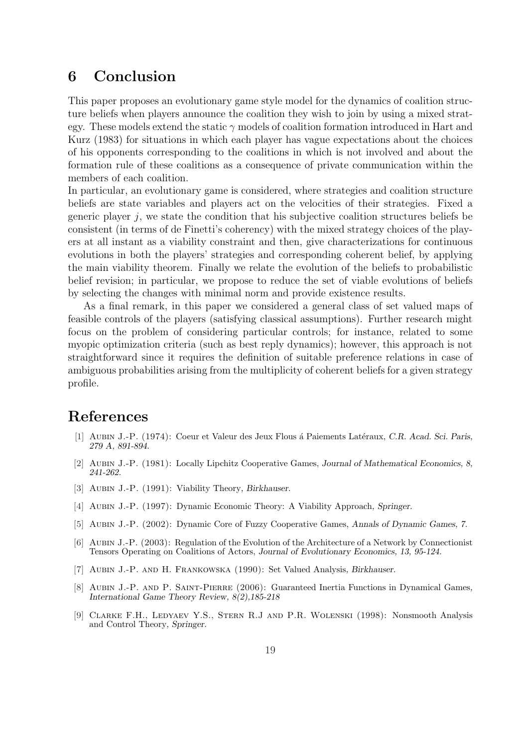## 6 Conclusion

This paper proposes an evolutionary game style model for the dynamics of coalition structure beliefs when players announce the coalition they wish to join by using a mixed strategy. These models extend the static $\gamma$ models of coalition formation introduced in Hart and Kurz (1983) for situations in which each player has vague expectations about the choices of his opponents corresponding to the coalitions in which is not involved and about the formation rule of these coalitions as a consequence of private communication within the members of each coalition.
In particular, an evolutionary game is considered, where strategies and coalition structure beliefs are state variables and players act on the velocities of their strategies. Fixed a generic player $j$, we state the condition that his subjective coalition structures beliefs be consistent (in terms of de Finetti's coherency) with the mixed strategy choices of the players at all instant as a viability constraint and then, give characterizations for continuous evolutions in both the players' strategies and corresponding coherent belief, by applying the main viability theorem. Finally we relate the evolution of the beliefs to probabilistic belief revision; in particular, we propose to reduce the set of viable evolutions of beliefs by selecting the changes with minimal norm and provide existence results.

As a final remark, in this paper we considered a general class of set valued maps of feasible controls of the players (satisfying classical assumptions). Further research might focus on the problem of considering particular controls; for instance, related to some myopic optimization criteria (such as best reply dynamics); however, this approach is not straightforward since it requires the definition of suitable preference relations in case of ambiguous probabilities arising from the multiplicity of coherent beliefs for a given strategy profile.

# References

[1] Aubin J.-P. (1974): Coeur et Valeur des Jeux Flous á Paiements Latéraux, *C.R. Acad. Sci. Paris, 279 A, 891-894.*

[2] Aubin J.-P. (1981): Locally Lipchitz Cooperative Games, *Journal of Mathematical Economics, 8, 241-262.*

[3] Aubin J.-P. (1991): Viability Theory, *Birkhauser.*

[4] Aubin J.-P. (1997): Dynamic Economic Theory: A Viability Approach, *Springer.*

[5] Aubin J.-P. (2002): Dynamic Core of Fuzzy Cooperative Games, *Annals of Dynamic Games, 7.*

[6] Aubin J.-P. (2003): Regulation of the Evolution of the Architecture of a Network by Connectionist Tensors Operating on Coalitions of Actors, *Journal of Evolutionary Economics, 13, 95-124.*

[7] Aubin J.-P. and H. Frankowska (1990): Set Valued Analysis, *Birkhauser.*

[8] Aubin J.-P. and P. Saint-Pierre (2006): Guaranteed Inertia Functions in Dynamical Games, *International Game Theory Review, 8(2),185-218*

[9] Clarke F.H., Ledyaev Y.S., Stern R.J and P.R. Wolenski (1998): Nonsmooth Analysis and Control Theory, *Springer.*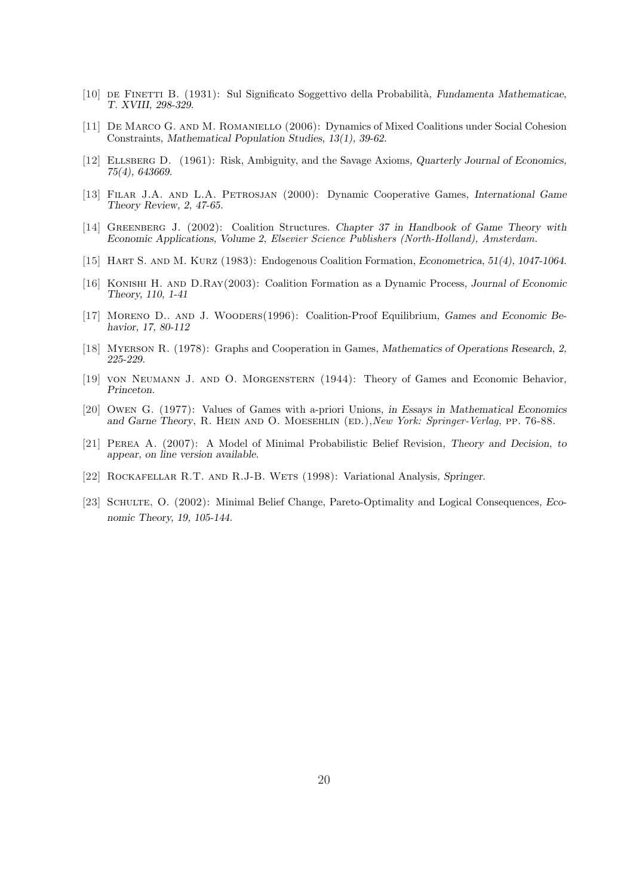[10] de Finetti B. (1931): Sul Significato Soggettivo della Probabilità, *Fundamenta Mathematicae, T. XVIII, 298-329.*

[11] De Marco G. and M. Romaniello (2006): Dynamics of Mixed Coalitions under Social Cohesion Constraints, *Mathematical Population Studies, 13(1), 39-62.*

[12] Ellsberg D. (1961): Risk, Ambiguity, and the Savage Axioms, *Quarterly Journal of Economics, 75(4), 643669.*

[13] Filar J.A. and L.A. Petrosjan (2000): Dynamic Cooperative Games, *International Game Theory Review, 2, 47-65.*

[14] Greenberg J. (2002): Coalition Structures. *Chapter 37 in Handbook of Game Theory with Economic Applications, Volume 2, Elsevier Science Publishers (North-Holland), Amsterdam.*

[15] Hart S. and M. Kurz (1983): Endogenous Coalition Formation, *Econometrica, 51(4), 1047-1064.*

[16] Konishi H. and D.Ray(2003): Coalition Formation as a Dynamic Process, *Journal of Economic Theory, 110, 1-41*

[17] Moreno D.. and J. Wooders(1996): Coalition-Proof Equilibrium, *Games and Economic Behavior, 17, 80-112*

[18] Myerson R. (1978): Graphs and Cooperation in Games, *Mathematics of Operations Research, 2, 225-229.*

[19] von Neumann J. and O. Morgenstern (1944): Theory of Games and Economic Behavior, *Princeton.*

[20] Owen G. (1977): Values of Games with a-priori Unions, *in Essays in Mathematical Economics and Garne Theory*, R. Hein and O. Moesehlin (ed.),*New York: Springer-Verlag*, pp. 76-88.

[21] Perea A. (2007): A Model of Minimal Probabilistic Belief Revision, *Theory and Decision, to appear, on line version available.*

[22] Rockafellar R.T. and R.J-B. Wets (1998): Variational Analysis, *Springer.*

[23] Schulte, O. (2002): Minimal Belief Change, Pareto-Optimality and Logical Consequences, *Economic Theory, 19, 105-144.*